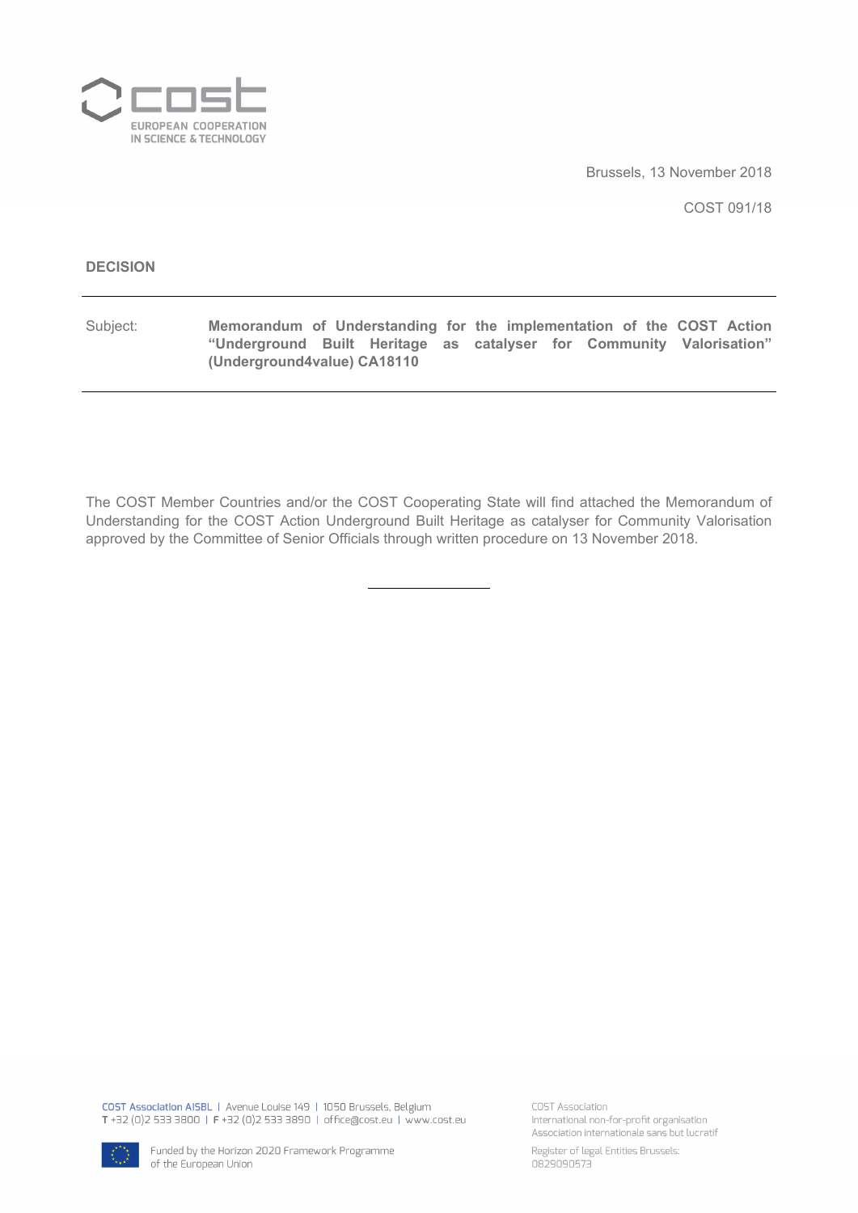Brussels, 13 November 2018

COST 091/18

**DECISION**

---

Subject: **Memorandum of Understanding for the implementation of the COST Action "Underground Built Heritage as catalyser for Community Valorisation" (Underground4value) CA18110**

---

The COST Member Countries and/or the COST Cooperating State will find attached the Memorandum of Understanding for the COST Action Underground Built Heritage as catalyser for Community Valorisation approved by the Committee of Senior Officials through written procedure on 13 November 2018.

---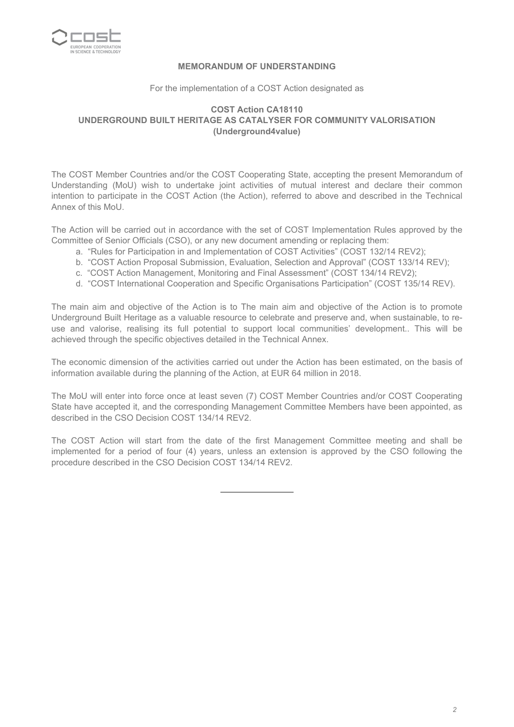**MEMORANDUM OF UNDERSTANDING**

For the implementation of a COST Action designated as

**COST Action CA18110**
**UNDERGROUND BUILT HERITAGE AS CATALYSER FOR COMMUNITY VALORISATION**
**(Underground4value)**

The COST Member Countries and/or the COST Cooperating State, accepting the present Memorandum of Understanding (MoU) wish to undertake joint activities of mutual interest and declare their common intention to participate in the COST Action (the Action), referred to above and described in the Technical Annex of this MoU.

The Action will be carried out in accordance with the set of COST Implementation Rules approved by the Committee of Senior Officials (CSO), or any new document amending or replacing them:

a. "Rules for Participation in and Implementation of COST Activities" (COST 132/14 REV2);
b. "COST Action Proposal Submission, Evaluation, Selection and Approval" (COST 133/14 REV);
c. "COST Action Management, Monitoring and Final Assessment" (COST 134/14 REV2);
d. "COST International Cooperation and Specific Organisations Participation" (COST 135/14 REV).

The main aim and objective of the Action is to The main aim and objective of the Action is to promote Underground Built Heritage as a valuable resource to celebrate and preserve and, when sustainable, to re-use and valorise, realising its full potential to support local communities' development.. This will be achieved through the specific objectives detailed in the Technical Annex.

The economic dimension of the activities carried out under the Action has been estimated, on the basis of information available during the planning of the Action, at EUR 64 million in 2018.

The MoU will enter into force once at least seven (7) COST Member Countries and/or COST Cooperating State have accepted it, and the corresponding Management Committee Members have been appointed, as described in the CSO Decision COST 134/14 REV2.

The COST Action will start from the date of the first Management Committee meeting and shall be implemented for a period of four (4) years, unless an extension is approved by the CSO following the procedure described in the CSO Decision COST 134/14 REV2.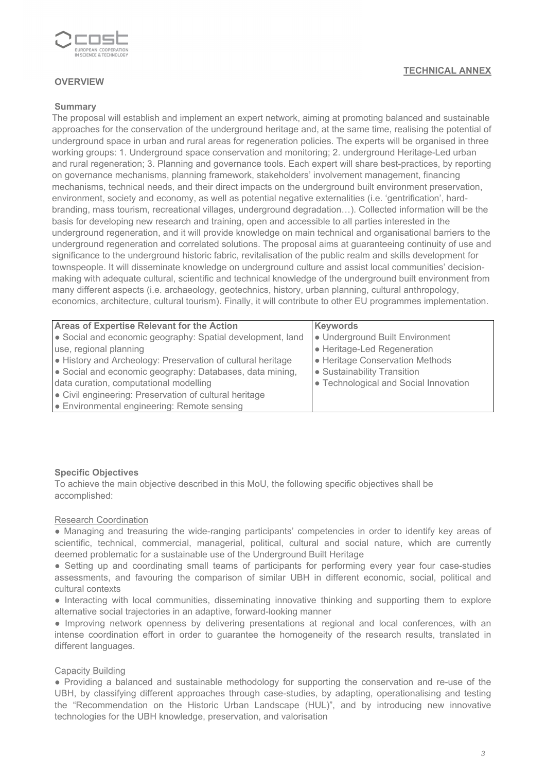**TECHNICAL ANNEX**

## OVERVIEW

### Summary

The proposal will establish and implement an expert network, aiming at promoting balanced and sustainable approaches for the conservation of the underground heritage and, at the same time, realising the potential of underground space in urban and rural areas for regeneration policies. The experts will be organised in three working groups: 1. Underground space conservation and monitoring; 2. underground Heritage-Led urban and rural regeneration; 3. Planning and governance tools. Each expert will share best-practices, by reporting on governance mechanisms, planning framework, stakeholders' involvement management, financing mechanisms, technical needs, and their direct impacts on the underground built environment preservation, environment, society and economy, as well as potential negative externalities (i.e. 'gentrification', hard-branding, mass tourism, recreational villages, underground degradation…). Collected information will be the basis for developing new research and training, open and accessible to all parties interested in the underground regeneration, and it will provide knowledge on main technical and organisational barriers to the underground regeneration and correlated solutions. The proposal aims at guaranteeing continuity of use and significance to the underground historic fabric, revitalisation of the public realm and skills development for townspeople. It will disseminate knowledge on underground culture and assist local communities' decision-making with adequate cultural, scientific and technical knowledge of the underground built environment from many different aspects (i.e. archaeology, geotechnics, history, urban planning, cultural anthropology, economics, architecture, cultural tourism). Finally, it will contribute to other EU programmes implementation.

| Areas of Expertise Relevant for the Action | Keywords |
| --- | --- |
| ● Social and economic geography: Spatial development, land use, regional planning<br>● History and Archeology: Preservation of cultural heritage<br>● Social and economic geography: Databases, data mining, data curation, computational modelling<br>● Civil engineering: Preservation of cultural heritage<br>● Environmental engineering: Remote sensing | ● Underground Built Environment<br>● Heritage-Led Regeneration<br>● Heritage Conservation Methods<br>● Sustainability Transition<br>● Technological and Social Innovation |

### Specific Objectives

To achieve the main objective described in this MoU, the following specific objectives shall be accomplished:

Research Coordination

- Managing and treasuring the wide-ranging participants' competencies in order to identify key areas of scientific, technical, commercial, managerial, political, cultural and social nature, which are currently deemed problematic for a sustainable use of the Underground Built Heritage
- Setting up and coordinating small teams of participants for performing every year four case-studies assessments, and favouring the comparison of similar UBH in different economic, social, political and cultural contexts
- Interacting with local communities, disseminating innovative thinking and supporting them to explore alternative social trajectories in an adaptive, forward-looking manner
- Improving network openness by delivering presentations at regional and local conferences, with an intense coordination effort in order to guarantee the homogeneity of the research results, translated in different languages.

Capacity Building

- Providing a balanced and sustainable methodology for supporting the conservation and re-use of the UBH, by classifying different approaches through case-studies, by adapting, operationalising and testing the "Recommendation on the Historic Urban Landscape (HUL)", and by introducing new innovative technologies for the UBH knowledge, preservation, and valorisation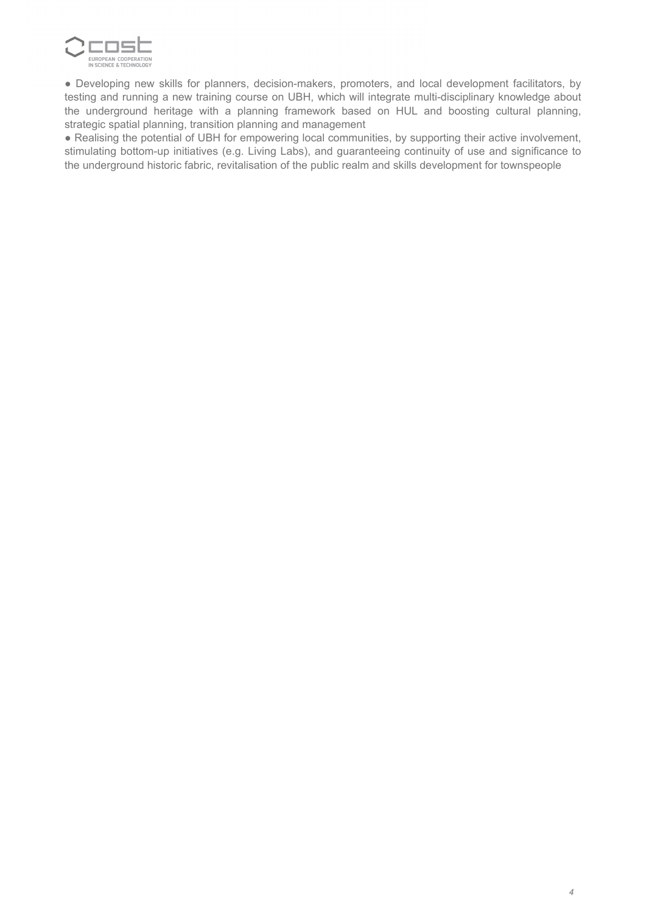- Developing new skills for planners, decision-makers, promoters, and local development facilitators, by testing and running a new training course on UBH, which will integrate multi-disciplinary knowledge about the underground heritage with a planning framework based on HUL and boosting cultural planning, strategic spatial planning, transition planning and management
- Realising the potential of UBH for empowering local communities, by supporting their active involvement, stimulating bottom-up initiatives (e.g. Living Labs), and guaranteeing continuity of use and significance to the underground historic fabric, revitalisation of the public realm and skills development for townspeople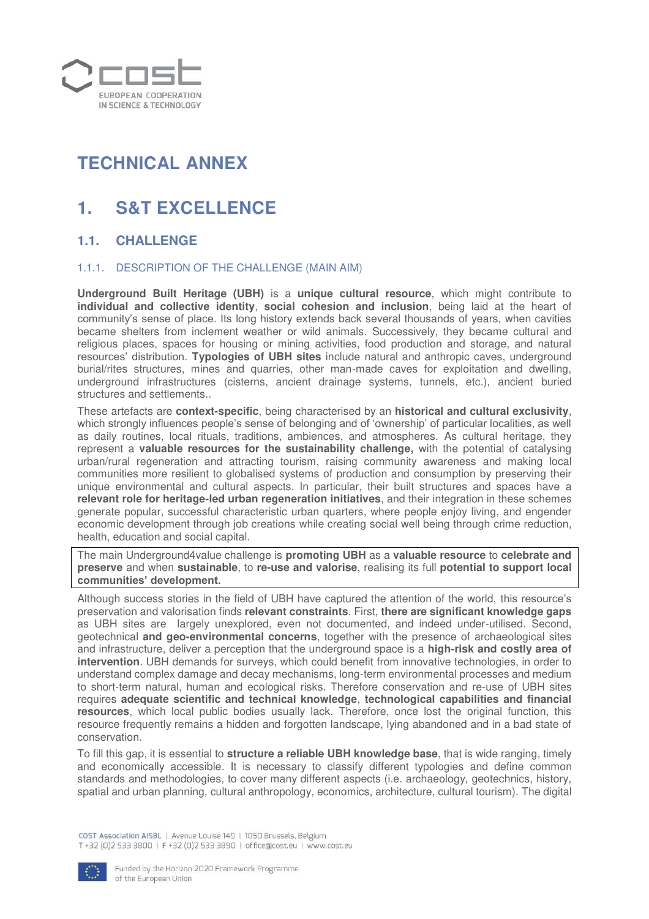# TECHNICAL ANNEX

## 1. S&T EXCELLENCE

### 1.1. CHALLENGE

#### 1.1.1. DESCRIPTION OF THE CHALLENGE (MAIN AIM)

**Underground Built Heritage (UBH)** is a **unique cultural resource**, which might contribute to **individual and collective identity**, **social cohesion and inclusion**, being laid at the heart of community's sense of place. Its long history extends back several thousands of years, when cavities became shelters from inclement weather or wild animals. Successively, they became cultural and religious places, spaces for housing or mining activities, food production and storage, and natural resources' distribution. **Typologies of UBH sites** include natural and anthropic caves, underground burial/rites structures, mines and quarries, other man-made caves for exploitation and dwelling, underground infrastructures (cisterns, ancient drainage systems, tunnels, etc.), ancient buried structures and settlements..

These artefacts are **context-specific**, being characterised by an **historical and cultural exclusivity**, which strongly influences people's sense of belonging and of 'ownership' of particular localities, as well as daily routines, local rituals, traditions, ambiences, and atmospheres. As cultural heritage, they represent a **valuable resources for the sustainability challenge,** with the potential of catalysing urban/rural regeneration and attracting tourism, raising community awareness and making local communities more resilient to globalised systems of production and consumption by preserving their unique environmental and cultural aspects. In particular, their built structures and spaces have a **relevant role for heritage-led urban regeneration initiatives**, and their integration in these schemes generate popular, successful characteristic urban quarters, where people enjoy living, and engender economic development through job creations while creating social well being through crime reduction, health, education and social capital.

The main Underground4value challenge is **promoting UBH** as a **valuable resource** to **celebrate and preserve** and when **sustainable**, to **re-use and valorise**, realising its full **potential to support local communities' development.**

Although success stories in the field of UBH have captured the attention of the world, this resource's preservation and valorisation finds **relevant constraints**. First, **there are significant knowledge gaps** as UBH sites are largely unexplored, even not documented, and indeed under-utilised. Second, geotechnical **and geo-environmental concerns**, together with the presence of archaeological sites and infrastructure, deliver a perception that the underground space is a **high-risk and costly area of intervention**. UBH demands for surveys, which could benefit from innovative technologies, in order to understand complex damage and decay mechanisms, long-term environmental processes and medium to short-term natural, human and ecological risks. Therefore conservation and re-use of UBH sites requires **adequate scientific and technical knowledge**, **technological capabilities and financial resources**, which local public bodies usually lack. Therefore, once lost the original function, this resource frequently remains a hidden and forgotten landscape, lying abandoned and in a bad state of conservation.

To fill this gap, it is essential to **structure a reliable UBH knowledge base**, that is wide ranging, timely and economically accessible. It is necessary to classify different typologies and define common standards and methodologies, to cover many different aspects (i.e. archaeology, geotechnics, history, spatial and urban planning, cultural anthropology, economics, architecture, cultural tourism). The digital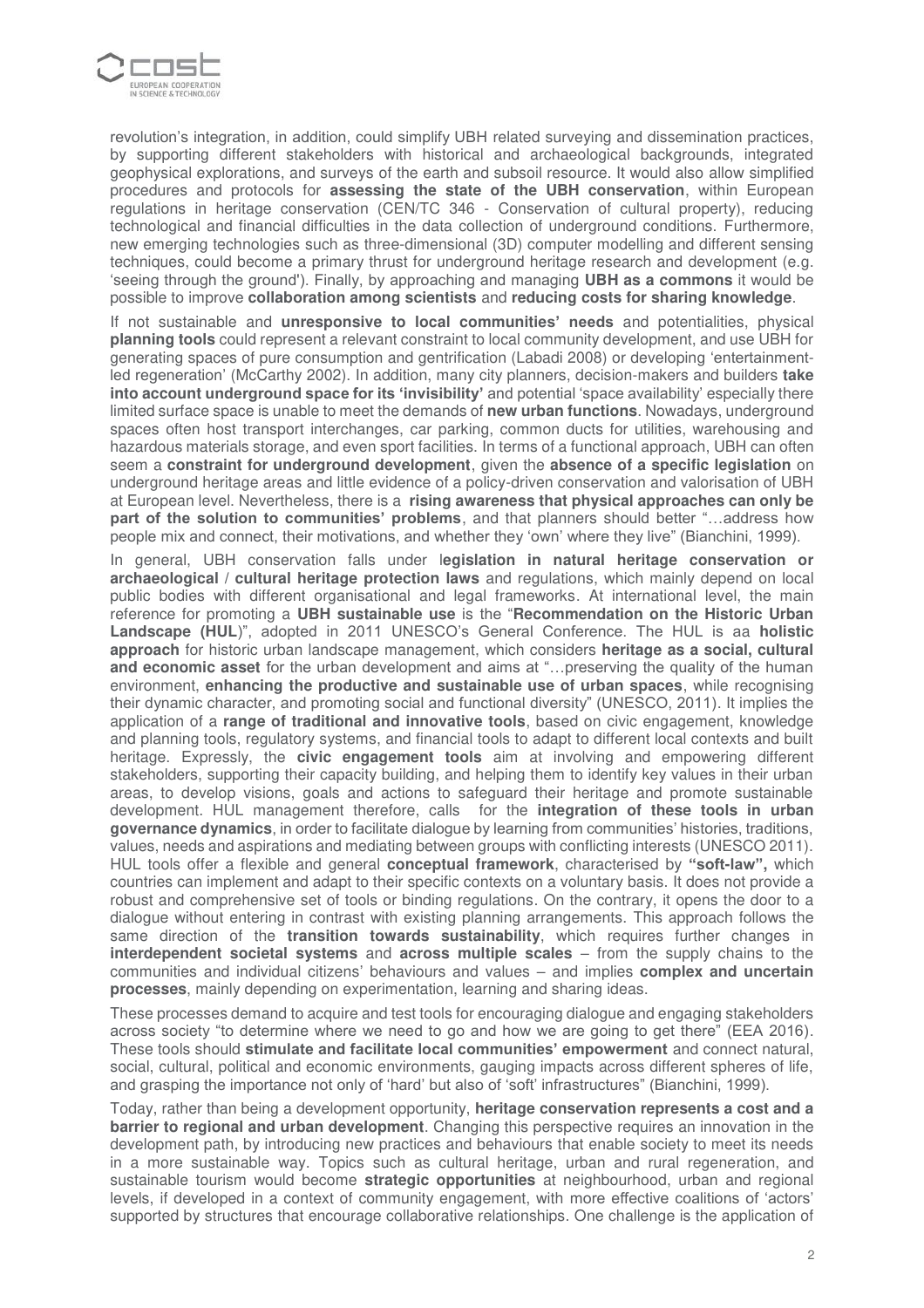revolution's integration, in addition, could simplify UBH related surveying and dissemination practices, by supporting different stakeholders with historical and archaeological backgrounds, integrated geophysical explorations, and surveys of the earth and subsoil resource. It would also allow simplified procedures and protocols for **assessing the state of the UBH conservation**, within European regulations in heritage conservation (CEN/TC 346 - Conservation of cultural property), reducing technological and financial difficulties in the data collection of underground conditions. Furthermore, new emerging technologies such as three-dimensional (3D) computer modelling and different sensing techniques, could become a primary thrust for underground heritage research and development (e.g. 'seeing through the ground'). Finally, by approaching and managing **UBH as a commons** it would be possible to improve **collaboration among scientists** and **reducing costs for sharing knowledge**.

If not sustainable and **unresponsive to local communities' needs** and potentialities, physical **planning tools** could represent a relevant constraint to local community development, and use UBH for generating spaces of pure consumption and gentrification (Labadi 2008) or developing 'entertainment-led regeneration' (McCarthy 2002). In addition, many city planners, decision-makers and builders **take into account underground space for its 'invisibility'** and potential 'space availability' especially there limited surface space is unable to meet the demands of **new urban functions**. Nowadays, underground spaces often host transport interchanges, car parking, common ducts for utilities, warehousing and hazardous materials storage, and even sport facilities. In terms of a functional approach, UBH can often seem a **constraint for underground development**, given the **absence of a specific legislation** on underground heritage areas and little evidence of a policy-driven conservation and valorisation of UBH at European level. Nevertheless, there is a **rising awareness that physical approaches can only be part of the solution to communities' problems**, and that planners should better "…address how people mix and connect, their motivations, and whether they 'own' where they live" (Bianchini, 1999).

In general, UBH conservation falls under **legislation in natural heritage conservation or archaeological / cultural heritage protection laws** and regulations, which mainly depend on local public bodies with different organisational and legal frameworks. At international level, the main reference for promoting a **UBH sustainable use** is the "**Recommendation on the Historic Urban Landscape (HUL)**", adopted in 2011 UNESCO's General Conference. The HUL is aa **holistic approach** for historic urban landscape management, which considers **heritage as a social, cultural and economic asset** for the urban development and aims at "…preserving the quality of the human environment, **enhancing the productive and sustainable use of urban spaces**, while recognising their dynamic character, and promoting social and functional diversity" (UNESCO, 2011). It implies the application of a **range of traditional and innovative tools**, based on civic engagement, knowledge and planning tools, regulatory systems, and financial tools to adapt to different local contexts and built heritage. Expressly, the **civic engagement tools** aim at involving and empowering different stakeholders, supporting their capacity building, and helping them to identify key values in their urban areas, to develop visions, goals and actions to safeguard their heritage and promote sustainable development. HUL management therefore, calls for the **integration of these tools in urban governance dynamics**, in order to facilitate dialogue by learning from communities' histories, traditions, values, needs and aspirations and mediating between groups with conflicting interests (UNESCO 2011). HUL tools offer a flexible and general **conceptual framework**, characterised by **"soft-law",** which countries can implement and adapt to their specific contexts on a voluntary basis. It does not provide a robust and comprehensive set of tools or binding regulations. On the contrary, it opens the door to a dialogue without entering in contrast with existing planning arrangements. This approach follows the same direction of the **transition towards sustainability**, which requires further changes in **interdependent societal systems** and **across multiple scales** – from the supply chains to the communities and individual citizens' behaviours and values – and implies **complex and uncertain processes**, mainly depending on experimentation, learning and sharing ideas.

These processes demand to acquire and test tools for encouraging dialogue and engaging stakeholders across society "to determine where we need to go and how we are going to get there" (EEA 2016). These tools should **stimulate and facilitate local communities' empowerment** and connect natural, social, cultural, political and economic environments, gauging impacts across different spheres of life, and grasping the importance not only of 'hard' but also of 'soft' infrastructures" (Bianchini, 1999).

Today, rather than being a development opportunity, **heritage conservation represents a cost and a barrier to regional and urban development**. Changing this perspective requires an innovation in the development path, by introducing new practices and behaviours that enable society to meet its needs in a more sustainable way. Topics such as cultural heritage, urban and rural regeneration, and sustainable tourism would become **strategic opportunities** at neighbourhood, urban and regional levels, if developed in a context of community engagement, with more effective coalitions of 'actors' supported by structures that encourage collaborative relationships. One challenge is the application of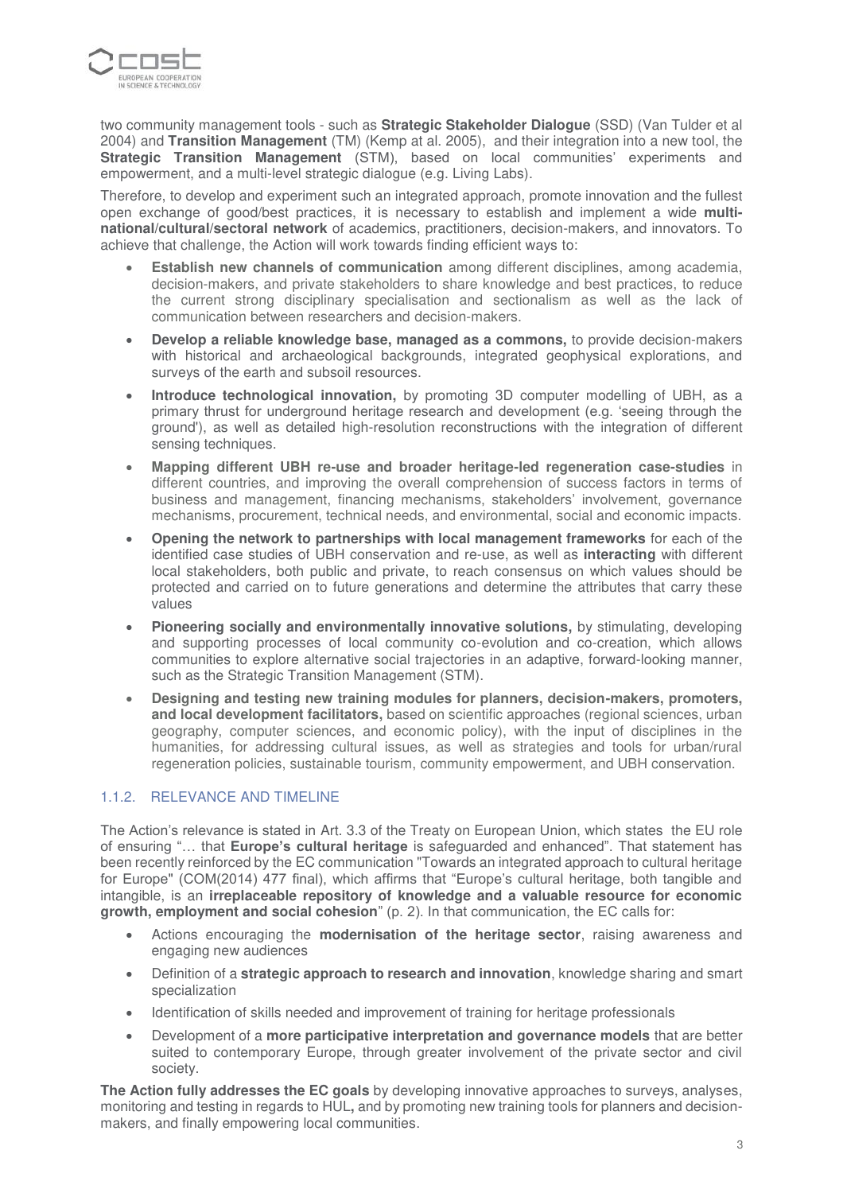two community management tools - such as **Strategic Stakeholder Dialogue** (SSD) (Van Tulder et al 2004) and **Transition Management** (TM) (Kemp at al. 2005), and their integration into a new tool, the **Strategic Transition Management** (STM), based on local communities' experiments and empowerment, and a multi-level strategic dialogue (e.g. Living Labs).

Therefore, to develop and experiment such an integrated approach, promote innovation and the fullest open exchange of good/best practices, it is necessary to establish and implement a wide **multi-national/cultural/sectoral network** of academics, practitioners, decision-makers, and innovators. To achieve that challenge, the Action will work towards finding efficient ways to:

- **Establish new channels of communication** among different disciplines, among academia, decision-makers, and private stakeholders to share knowledge and best practices, to reduce the current strong disciplinary specialisation and sectionalism as well as the lack of communication between researchers and decision-makers.
- **Develop a reliable knowledge base, managed as a commons,** to provide decision-makers with historical and archaeological backgrounds, integrated geophysical explorations, and surveys of the earth and subsoil resources.
- **Introduce technological innovation,** by promoting 3D computer modelling of UBH, as a primary thrust for underground heritage research and development (e.g. 'seeing through the ground'), as well as detailed high-resolution reconstructions with the integration of different sensing techniques.
- **Mapping different UBH re-use and broader heritage-led regeneration case-studies** in different countries, and improving the overall comprehension of success factors in terms of business and management, financing mechanisms, stakeholders' involvement, governance mechanisms, procurement, technical needs, and environmental, social and economic impacts.
- **Opening the network to partnerships with local management frameworks** for each of the identified case studies of UBH conservation and re-use, as well as **interacting** with different local stakeholders, both public and private, to reach consensus on which values should be protected and carried on to future generations and determine the attributes that carry these values
- **Pioneering socially and environmentally innovative solutions,** by stimulating, developing and supporting processes of local community co-evolution and co-creation, which allows communities to explore alternative social trajectories in an adaptive, forward-looking manner, such as the Strategic Transition Management (STM).
- **Designing and testing new training modules for planners, decision-makers, promoters, and local development facilitators,** based on scientific approaches (regional sciences, urban geography, computer sciences, and economic policy), with the input of disciplines in the humanities, for addressing cultural issues, as well as strategies and tools for urban/rural regeneration policies, sustainable tourism, community empowerment, and UBH conservation.

### 1.1.2. RELEVANCE AND TIMELINE

The Action's relevance is stated in Art. 3.3 of the Treaty on European Union, which states the EU role of ensuring "… that **Europe's cultural heritage** is safeguarded and enhanced". That statement has been recently reinforced by the EC communication "Towards an integrated approach to cultural heritage for Europe" (COM(2014) 477 final), which affirms that "Europe's cultural heritage, both tangible and intangible, is an **irreplaceable repository of knowledge and a valuable resource for economic growth, employment and social cohesion**" (p. 2). In that communication, the EC calls for:

- Actions encouraging the **modernisation of the heritage sector**, raising awareness and engaging new audiences
- Definition of a **strategic approach to research and innovation**, knowledge sharing and smart specialization
- Identification of skills needed and improvement of training for heritage professionals
- Development of a **more participative interpretation and governance models** that are better suited to contemporary Europe, through greater involvement of the private sector and civil society.

**The Action fully addresses the EC goals** by developing innovative approaches to surveys, analyses, monitoring and testing in regards to HUL**,** and by promoting new training tools for planners and decision-makers, and finally empowering local communities.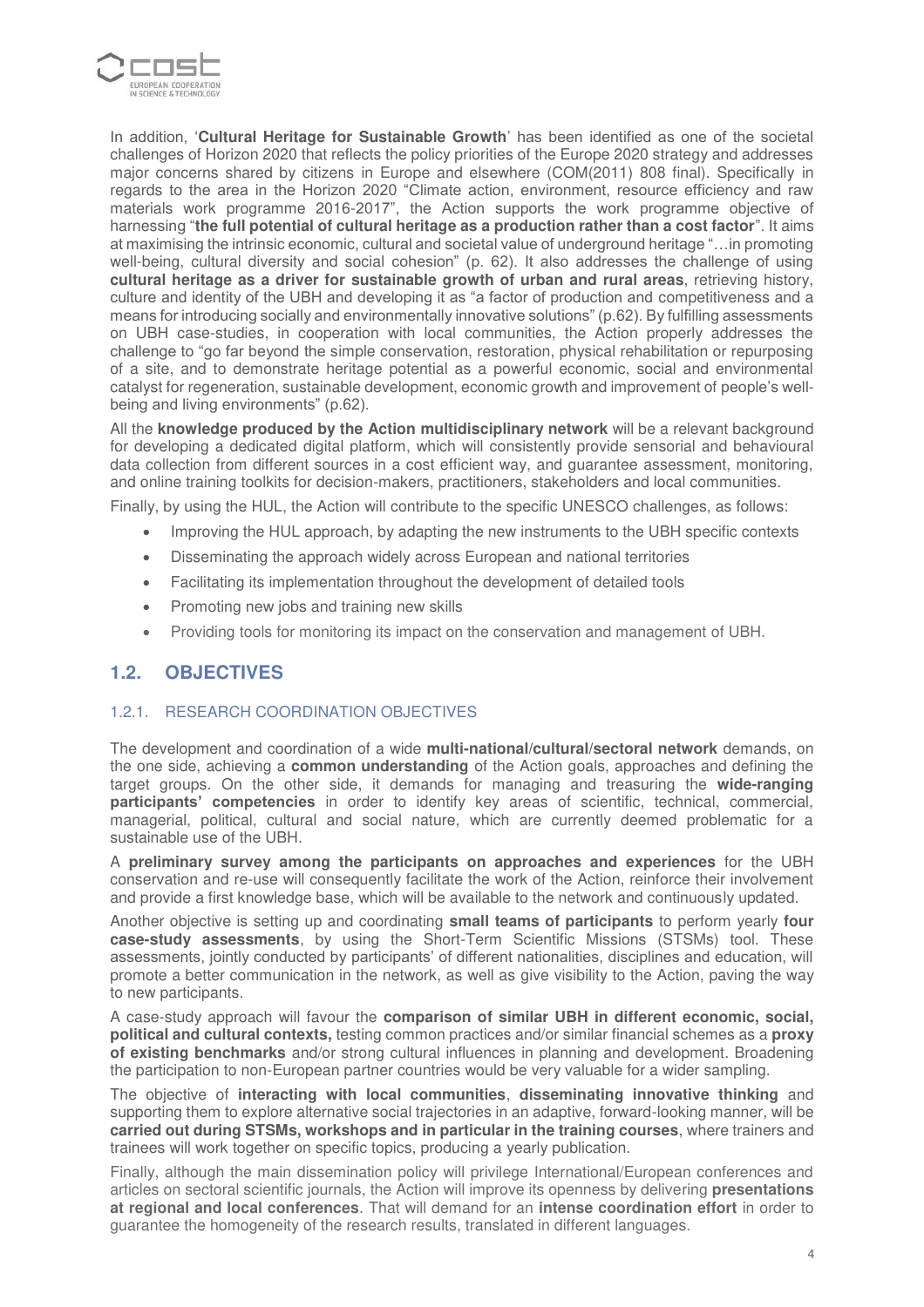In addition, '**Cultural Heritage for Sustainable Growth**' has been identified as one of the societal challenges of Horizon 2020 that reflects the policy priorities of the Europe 2020 strategy and addresses major concerns shared by citizens in Europe and elsewhere (COM(2011) 808 final). Specifically in regards to the area in the Horizon 2020 "Climate action, environment, resource efficiency and raw materials work programme 2016-2017", the Action supports the work programme objective of harnessing "**the full potential of cultural heritage as a production rather than a cost factor**". It aims at maximising the intrinsic economic, cultural and societal value of underground heritage "…in promoting well-being, cultural diversity and social cohesion" (p. 62). It also addresses the challenge of using **cultural heritage as a driver for sustainable growth of urban and rural areas**, retrieving history, culture and identity of the UBH and developing it as "a factor of production and competitiveness and a means for introducing socially and environmentally innovative solutions" (p.62). By fulfilling assessments on UBH case-studies, in cooperation with local communities, the Action properly addresses the challenge to "go far beyond the simple conservation, restoration, physical rehabilitation or repurposing of a site, and to demonstrate heritage potential as a powerful economic, social and environmental catalyst for regeneration, sustainable development, economic growth and improvement of people's well-being and living environments" (p.62).

All the **knowledge produced by the Action multidisciplinary network** will be a relevant background for developing a dedicated digital platform, which will consistently provide sensorial and behavioural data collection from different sources in a cost efficient way, and guarantee assessment, monitoring, and online training toolkits for decision-makers, practitioners, stakeholders and local communities.

Finally, by using the HUL, the Action will contribute to the specific UNESCO challenges, as follows:

- Improving the HUL approach, by adapting the new instruments to the UBH specific contexts
- Disseminating the approach widely across European and national territories
- Facilitating its implementation throughout the development of detailed tools
- Promoting new jobs and training new skills
- Providing tools for monitoring its impact on the conservation and management of UBH.

## 1.2. OBJECTIVES

### 1.2.1. RESEARCH COORDINATION OBJECTIVES

The development and coordination of a wide **multi-national/cultural/sectoral network** demands, on the one side, achieving a **common understanding** of the Action goals, approaches and defining the target groups. On the other side, it demands for managing and treasuring the **wide-ranging participants' competencies** in order to identify key areas of scientific, technical, commercial, managerial, political, cultural and social nature, which are currently deemed problematic for a sustainable use of the UBH.

A **preliminary survey among the participants on approaches and experiences** for the UBH conservation and re-use will consequently facilitate the work of the Action, reinforce their involvement and provide a first knowledge base, which will be available to the network and continuously updated.

Another objective is setting up and coordinating **small teams of participants** to perform yearly **four case-study assessments**, by using the Short-Term Scientific Missions (STSMs) tool. These assessments, jointly conducted by participants' of different nationalities, disciplines and education, will promote a better communication in the network, as well as give visibility to the Action, paving the way to new participants.

A case-study approach will favour the **comparison of similar UBH in different economic, social, political and cultural contexts,** testing common practices and/or similar financial schemes as a **proxy of existing benchmarks** and/or strong cultural influences in planning and development. Broadening the participation to non-European partner countries would be very valuable for a wider sampling.

The objective of **interacting with local communities**, **disseminating innovative thinking** and supporting them to explore alternative social trajectories in an adaptive, forward-looking manner, will be **carried out during STSMs, workshops and in particular in the training courses**, where trainers and trainees will work together on specific topics, producing a yearly publication.

Finally, although the main dissemination policy will privilege International/European conferences and articles on sectoral scientific journals, the Action will improve its openness by delivering **presentations at regional and local conferences**. That will demand for an **intense coordination effort** in order to guarantee the homogeneity of the research results, translated in different languages.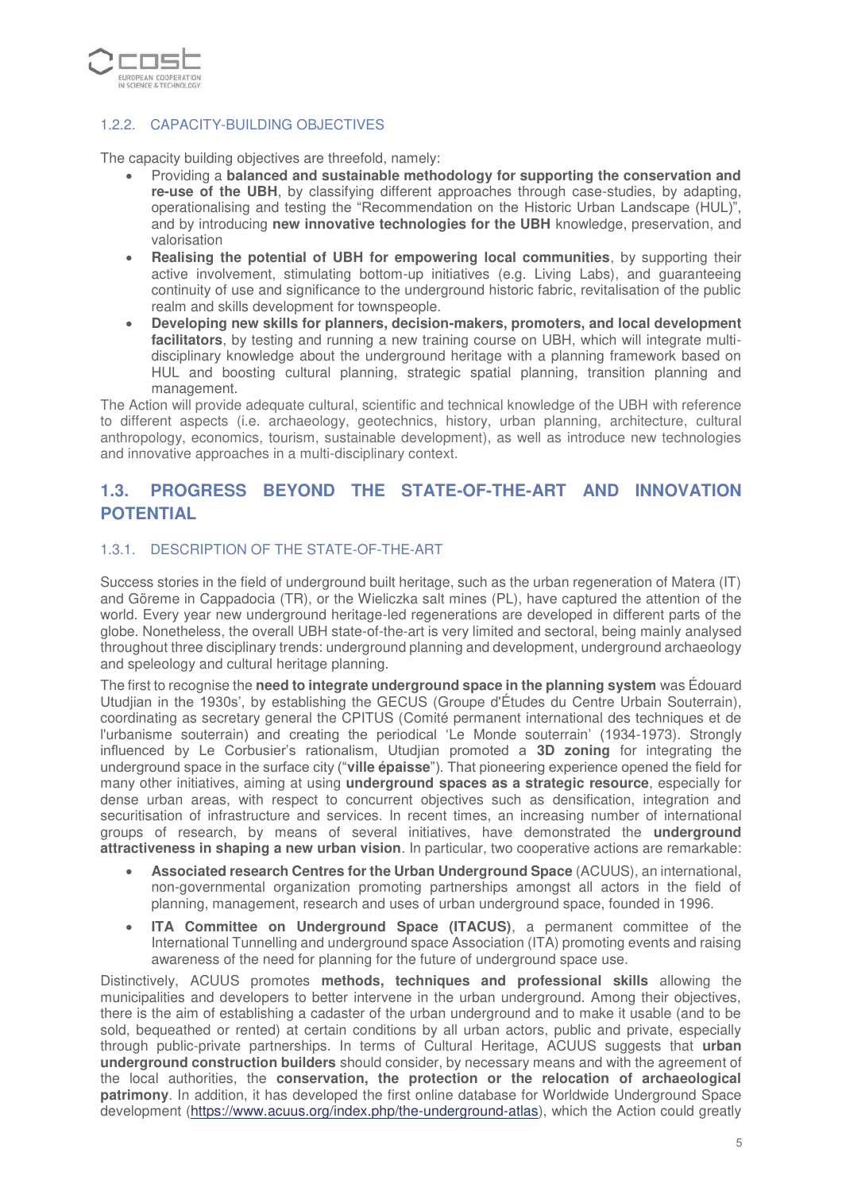#### 1.2.2. CAPACITY-BUILDING OBJECTIVES

The capacity building objectives are threefold, namely:

- Providing a **balanced and sustainable methodology for supporting the conservation and re-use of the UBH**, by classifying different approaches through case-studies, by adapting, operationalising and testing the "Recommendation on the Historic Urban Landscape (HUL)", and by introducing **new innovative technologies for the UBH** knowledge, preservation, and valorisation
- **Realising the potential of UBH for empowering local communities**, by supporting their active involvement, stimulating bottom-up initiatives (e.g. Living Labs), and guaranteeing continuity of use and significance to the underground historic fabric, revitalisation of the public realm and skills development for townspeople.
- **Developing new skills for planners, decision-makers, promoters, and local development facilitators**, by testing and running a new training course on UBH, which will integrate multi-disciplinary knowledge about the underground heritage with a planning framework based on HUL and boosting cultural planning, strategic spatial planning, transition planning and management.

The Action will provide adequate cultural, scientific and technical knowledge of the UBH with reference to different aspects (i.e. archaeology, geotechnics, history, urban planning, architecture, cultural anthropology, economics, tourism, sustainable development), as well as introduce new technologies and innovative approaches in a multi-disciplinary context.

## 1.3. PROGRESS BEYOND THE STATE-OF-THE-ART AND INNOVATION POTENTIAL

#### 1.3.1. DESCRIPTION OF THE STATE-OF-THE-ART

Success stories in the field of underground built heritage, such as the urban regeneration of Matera (IT) and Göreme in Cappadocia (TR), or the Wieliczka salt mines (PL), have captured the attention of the world. Every year new underground heritage-led regenerations are developed in different parts of the globe. Nonetheless, the overall UBH state-of-the-art is very limited and sectoral, being mainly analysed throughout three disciplinary trends: underground planning and development, underground archaeology and speleology and cultural heritage planning.

The first to recognise the **need to integrate underground space in the planning system** was Édouard Utudjian in the 1930s', by establishing the GECUS (Groupe d'Études du Centre Urbain Souterrain), coordinating as secretary general the CPITUS (Comité permanent international des techniques et de l'urbanisme souterrain) and creating the periodical 'Le Monde souterrain' (1934-1973). Strongly influenced by Le Corbusier's rationalism, Utudjian promoted a **3D zoning** for integrating the underground space in the surface city ("**ville épaisse**"). That pioneering experience opened the field for many other initiatives, aiming at using **underground spaces as a strategic resource**, especially for dense urban areas, with respect to concurrent objectives such as densification, integration and securitisation of infrastructure and services. In recent times, an increasing number of international groups of research, by means of several initiatives, have demonstrated the **underground attractiveness in shaping a new urban vision**. In particular, two cooperative actions are remarkable:

- **Associated research Centres for the Urban Underground Space** (ACUUS), an international, non-governmental organization promoting partnerships amongst all actors in the field of planning, management, research and uses of urban underground space, founded in 1996.
- **ITA Committee on Underground Space (ITACUS)**, a permanent committee of the International Tunnelling and underground space Association (ITA) promoting events and raising awareness of the need for planning for the future of underground space use.

Distinctively, ACUUS promotes **methods, techniques and professional skills** allowing the municipalities and developers to better intervene in the urban underground. Among their objectives, there is the aim of establishing a cadaster of the urban underground and to make it usable (and to be sold, bequeathed or rented) at certain conditions by all urban actors, public and private, especially through public-private partnerships. In terms of Cultural Heritage, ACUUS suggests that **urban underground construction builders** should consider, by necessary means and with the agreement of the local authorities, the **conservation, the protection or the relocation of archaeological patrimony**. In addition, it has developed the first online database for Worldwide Underground Space development (https://www.acuus.org/index.php/the-underground-atlas), which the Action could greatly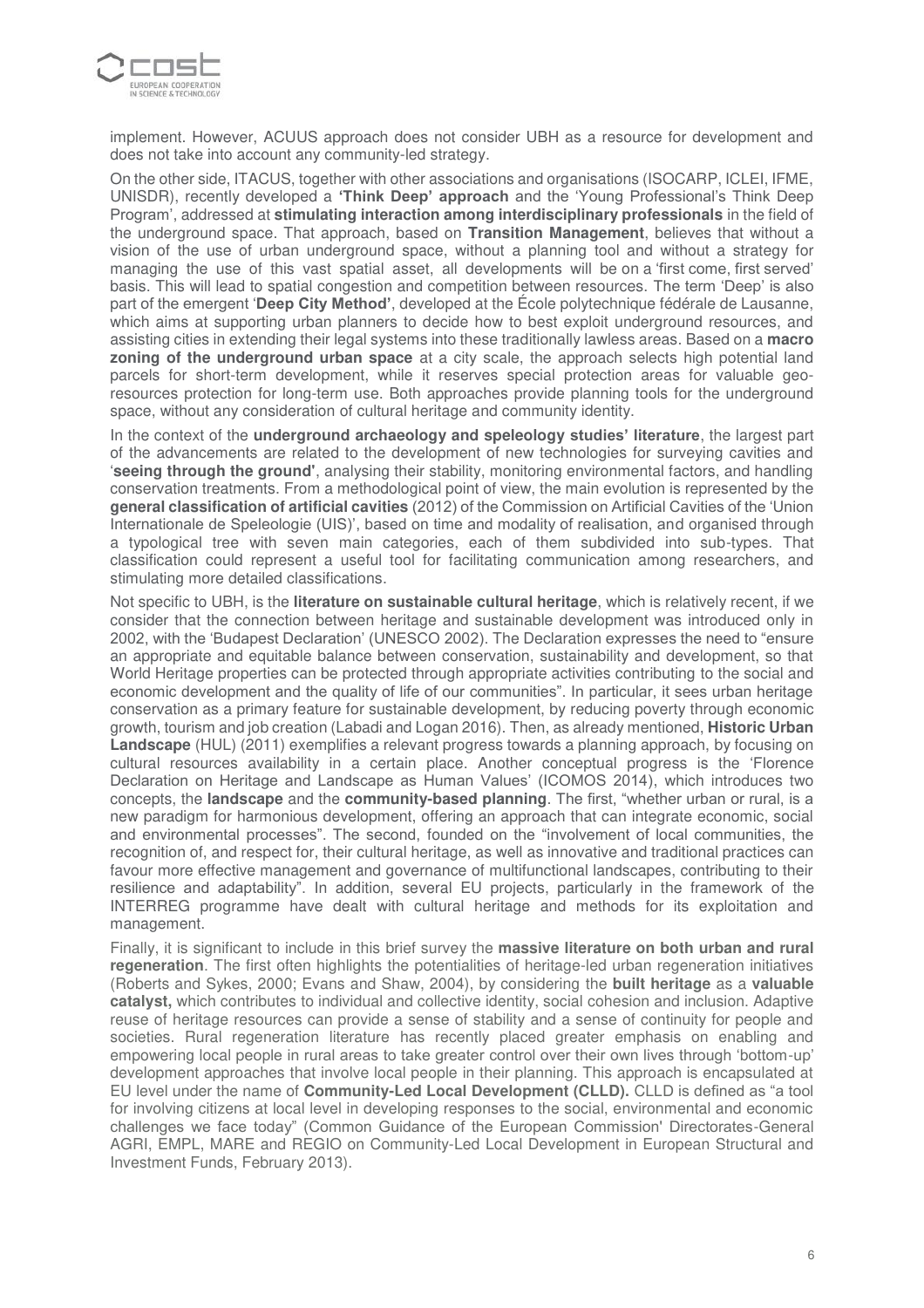implement. However, ACUUS approach does not consider UBH as a resource for development and does not take into account any community-led strategy.

On the other side, ITACUS, together with other associations and organisations (ISOCARP, ICLEI, IFME, UNISDR), recently developed a **'Think Deep' approach** and the 'Young Professional's Think Deep Program', addressed at **stimulating interaction among interdisciplinary professionals** in the field of the underground space. That approach, based on **Transition Management**, believes that without a vision of the use of urban underground space, without a planning tool and without a strategy for managing the use of this vast spatial asset, all developments will be on a 'first come, first served' basis. This will lead to spatial congestion and competition between resources. The term 'Deep' is also part of the emergent '**Deep City Method'**, developed at the École polytechnique fédérale de Lausanne, which aims at supporting urban planners to decide how to best exploit underground resources, and assisting cities in extending their legal systems into these traditionally lawless areas. Based on a **macro zoning of the underground urban space** at a city scale, the approach selects high potential land parcels for short-term development, while it reserves special protection areas for valuable geo-resources protection for long-term use. Both approaches provide planning tools for the underground space, without any consideration of cultural heritage and community identity.

In the context of the **underground archaeology and speleology studies' literature**, the largest part of the advancements are related to the development of new technologies for surveying cavities and '**seeing through the ground'**, analysing their stability, monitoring environmental factors, and handling conservation treatments. From a methodological point of view, the main evolution is represented by the **general classification of artificial cavities** (2012) of the Commission on Artificial Cavities of the 'Union Internationale de Speleologie (UIS)', based on time and modality of realisation, and organised through a typological tree with seven main categories, each of them subdivided into sub-types. That classification could represent a useful tool for facilitating communication among researchers, and stimulating more detailed classifications.

Not specific to UBH, is the **literature on sustainable cultural heritage**, which is relatively recent, if we consider that the connection between heritage and sustainable development was introduced only in 2002, with the 'Budapest Declaration' (UNESCO 2002). The Declaration expresses the need to "ensure an appropriate and equitable balance between conservation, sustainability and development, so that World Heritage properties can be protected through appropriate activities contributing to the social and economic development and the quality of life of our communities". In particular, it sees urban heritage conservation as a primary feature for sustainable development, by reducing poverty through economic growth, tourism and job creation (Labadi and Logan 2016). Then, as already mentioned, **Historic Urban Landscape** (HUL) (2011) exemplifies a relevant progress towards a planning approach, by focusing on cultural resources availability in a certain place. Another conceptual progress is the 'Florence Declaration on Heritage and Landscape as Human Values' (ICOMOS 2014), which introduces two concepts, the **landscape** and the **community-based planning**. The first, "whether urban or rural, is a new paradigm for harmonious development, offering an approach that can integrate economic, social and environmental processes". The second, founded on the "involvement of local communities, the recognition of, and respect for, their cultural heritage, as well as innovative and traditional practices can favour more effective management and governance of multifunctional landscapes, contributing to their resilience and adaptability". In addition, several EU projects, particularly in the framework of the INTERREG programme have dealt with cultural heritage and methods for its exploitation and management.

Finally, it is significant to include in this brief survey the **massive literature on both urban and rural regeneration**. The first often highlights the potentialities of heritage-led urban regeneration initiatives (Roberts and Sykes, 2000; Evans and Shaw, 2004), by considering the **built heritage** as a **valuable catalyst,** which contributes to individual and collective identity, social cohesion and inclusion. Adaptive reuse of heritage resources can provide a sense of stability and a sense of continuity for people and societies. Rural regeneration literature has recently placed greater emphasis on enabling and empowering local people in rural areas to take greater control over their own lives through 'bottom-up' development approaches that involve local people in their planning. This approach is encapsulated at EU level under the name of **Community-Led Local Development (CLLD).** CLLD is defined as "a tool for involving citizens at local level in developing responses to the social, environmental and economic challenges we face today" (Common Guidance of the European Commission' Directorates-General AGRI, EMPL, MARE and REGIO on Community-Led Local Development in European Structural and Investment Funds, February 2013).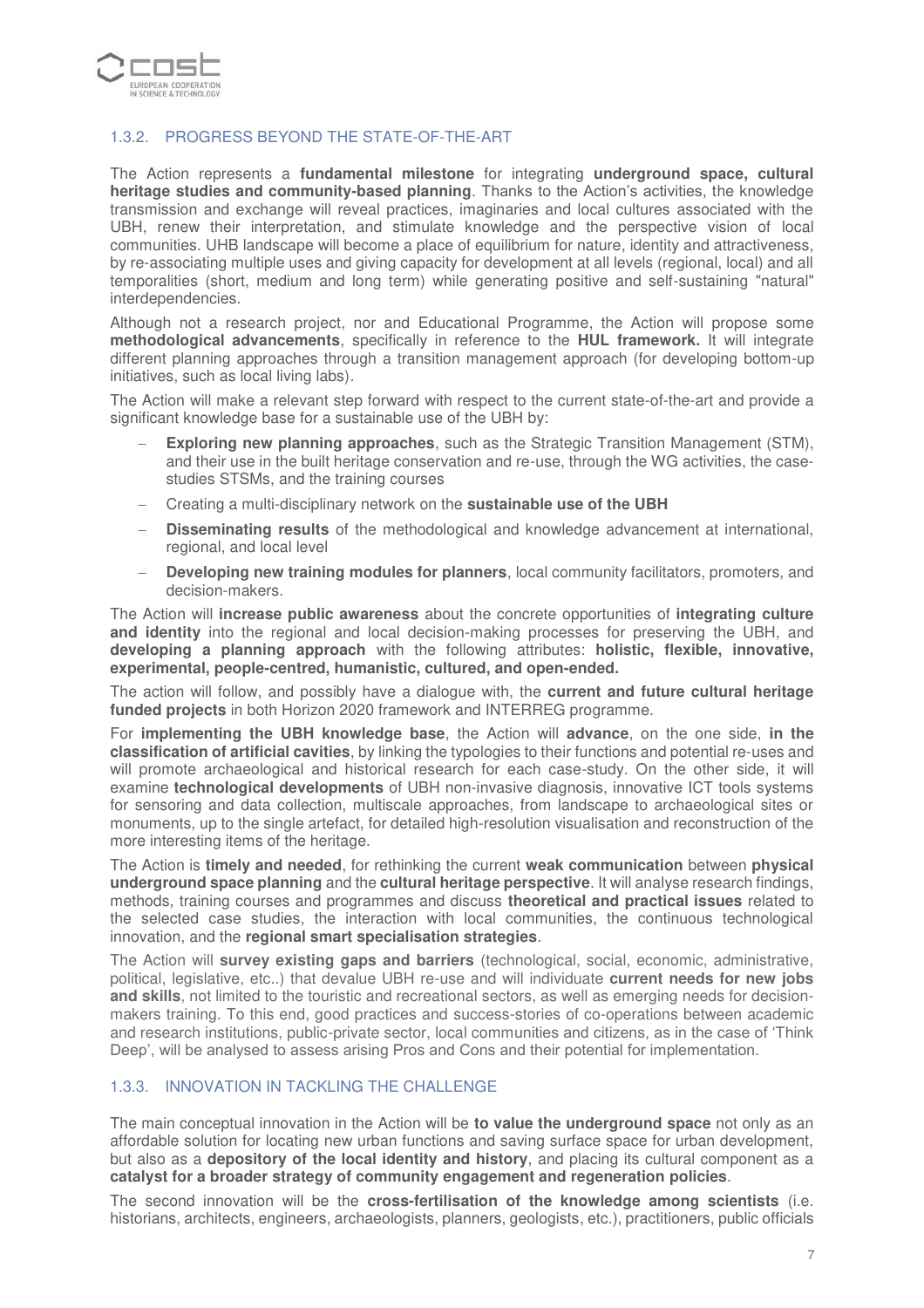### 1.3.2. PROGRESS BEYOND THE STATE-OF-THE-ART

The Action represents a **fundamental milestone** for integrating **underground space, cultural heritage studies and community-based planning**. Thanks to the Action's activities, the knowledge transmission and exchange will reveal practices, imaginaries and local cultures associated with the UBH, renew their interpretation, and stimulate knowledge and the perspective vision of local communities. UHB landscape will become a place of equilibrium for nature, identity and attractiveness, by re-associating multiple uses and giving capacity for development at all levels (regional, local) and all temporalities (short, medium and long term) while generating positive and self-sustaining "natural" interdependencies.

Although not a research project, nor and Educational Programme, the Action will propose some **methodological advancements**, specifically in reference to the **HUL framework.** It will integrate different planning approaches through a transition management approach (for developing bottom-up initiatives, such as local living labs).

The Action will make a relevant step forward with respect to the current state-of-the-art and provide a significant knowledge base for a sustainable use of the UBH by:

- **Exploring new planning approaches**, such as the Strategic Transition Management (STM), and their use in the built heritage conservation and re-use, through the WG activities, the case-studies STSMs, and the training courses
- Creating a multi-disciplinary network on the **sustainable use of the UBH**
- **Disseminating results** of the methodological and knowledge advancement at international, regional, and local level
- **Developing new training modules for planners**, local community facilitators, promoters, and decision-makers.

The Action will **increase public awareness** about the concrete opportunities of **integrating culture and identity** into the regional and local decision-making processes for preserving the UBH, and **developing a planning approach** with the following attributes: **holistic, flexible, innovative, experimental, people-centred, humanistic, cultured, and open-ended.**

The action will follow, and possibly have a dialogue with, the **current and future cultural heritage funded projects** in both Horizon 2020 framework and INTERREG programme.

For **implementing the UBH knowledge base**, the Action will **advance**, on the one side, **in the classification of artificial cavities**, by linking the typologies to their functions and potential re-uses and will promote archaeological and historical research for each case-study. On the other side, it will examine **technological developments** of UBH non-invasive diagnosis, innovative ICT tools systems for sensoring and data collection, multiscale approaches, from landscape to archaeological sites or monuments, up to the single artefact, for detailed high-resolution visualisation and reconstruction of the more interesting items of the heritage.

The Action is **timely and needed**, for rethinking the current **weak communication** between **physical underground space planning** and the **cultural heritage perspective**. It will analyse research findings, methods, training courses and programmes and discuss **theoretical and practical issues** related to the selected case studies, the interaction with local communities, the continuous technological innovation, and the **regional smart specialisation strategies**.

The Action will **survey existing gaps and barriers** (technological, social, economic, administrative, political, legislative, etc..) that devalue UBH re-use and will individuate **current needs for new jobs and skills**, not limited to the touristic and recreational sectors, as well as emerging needs for decision-makers training. To this end, good practices and success-stories of co-operations between academic and research institutions, public-private sector, local communities and citizens, as in the case of 'Think Deep', will be analysed to assess arising Pros and Cons and their potential for implementation.

### 1.3.3. INNOVATION IN TACKLING THE CHALLENGE

The main conceptual innovation in the Action will be **to value the underground space** not only as an affordable solution for locating new urban functions and saving surface space for urban development, but also as a **depository of the local identity and history**, and placing its cultural component as a **catalyst for a broader strategy of community engagement and regeneration policies**.

The second innovation will be the **cross-fertilisation of the knowledge among scientists** (i.e. historians, architects, engineers, archaeologists, planners, geologists, etc.), practitioners, public officials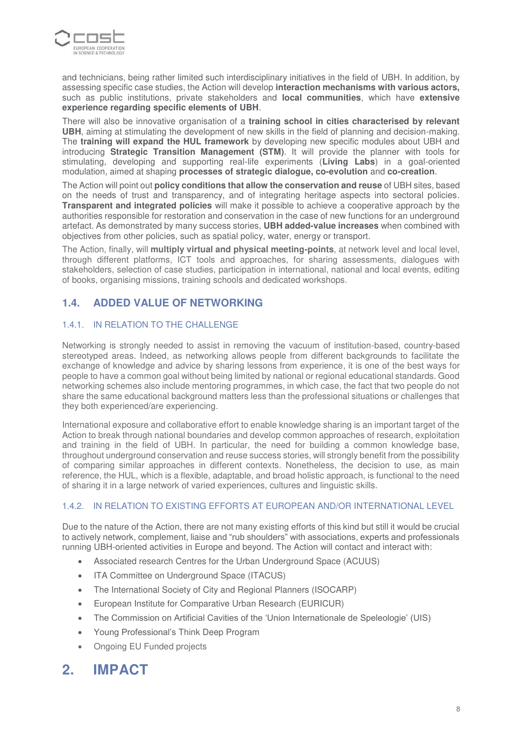and technicians, being rather limited such interdisciplinary initiatives in the field of UBH. In addition, by assessing specific case studies, the Action will develop **interaction mechanisms with various actors,** such as public institutions, private stakeholders and **local communities**, which have **extensive experience regarding specific elements of UBH**.

There will also be innovative organisation of a **training school in cities characterised by relevant UBH**, aiming at stimulating the development of new skills in the field of planning and decision-making. The **training will expand the HUL framework** by developing new specific modules about UBH and introducing **Strategic Transition Management (STM)**. It will provide the planner with tools for stimulating, developing and supporting real-life experiments (**Living Labs**) in a goal-oriented modulation, aimed at shaping **processes of strategic dialogue, co-evolution** and **co-creation**.

The Action will point out **policy conditions that allow the conservation and reuse** of UBH sites, based on the needs of trust and transparency, and of integrating heritage aspects into sectoral policies. **Transparent and integrated policies** will make it possible to achieve a cooperative approach by the authorities responsible for restoration and conservation in the case of new functions for an underground artefact. As demonstrated by many success stories, **UBH added-value increases** when combined with objectives from other policies, such as spatial policy, water, energy or transport.

The Action, finally, will **multiply virtual and physical meeting-points**, at network level and local level, through different platforms, ICT tools and approaches, for sharing assessments, dialogues with stakeholders, selection of case studies, participation in international, national and local events, editing of books, organising missions, training schools and dedicated workshops.

## 1.4. ADDED VALUE OF NETWORKING

### 1.4.1. IN RELATION TO THE CHALLENGE

Networking is strongly needed to assist in removing the vacuum of institution-based, country-based stereotyped areas. Indeed, as networking allows people from different backgrounds to facilitate the exchange of knowledge and advice by sharing lessons from experience, it is one of the best ways for people to have a common goal without being limited by national or regional educational standards. Good networking schemes also include mentoring programmes, in which case, the fact that two people do not share the same educational background matters less than the professional situations or challenges that they both experienced/are experiencing.

International exposure and collaborative effort to enable knowledge sharing is an important target of the Action to break through national boundaries and develop common approaches of research, exploitation and training in the field of UBH. In particular, the need for building a common knowledge base, throughout underground conservation and reuse success stories, will strongly benefit from the possibility of comparing similar approaches in different contexts. Nonetheless, the decision to use, as main reference, the HUL, which is a flexible, adaptable, and broad holistic approach, is functional to the need of sharing it in a large network of varied experiences, cultures and linguistic skills.

### 1.4.2. IN RELATION TO EXISTING EFFORTS AT EUROPEAN AND/OR INTERNATIONAL LEVEL

Due to the nature of the Action, there are not many existing efforts of this kind but still it would be crucial to actively network, complement, liaise and "rub shoulders" with associations, experts and professionals running UBH-oriented activities in Europe and beyond. The Action will contact and interact with:

- Associated research Centres for the Urban Underground Space (ACUUS)
- ITA Committee on Underground Space (ITACUS)
- The International Society of City and Regional Planners (ISOCARP)
- European Institute for Comparative Urban Research (EURICUR)
- The Commission on Artificial Cavities of the 'Union Internationale de Speleologie' (UIS)
- Young Professional's Think Deep Program
- Ongoing EU Funded projects

# 2. IMPACT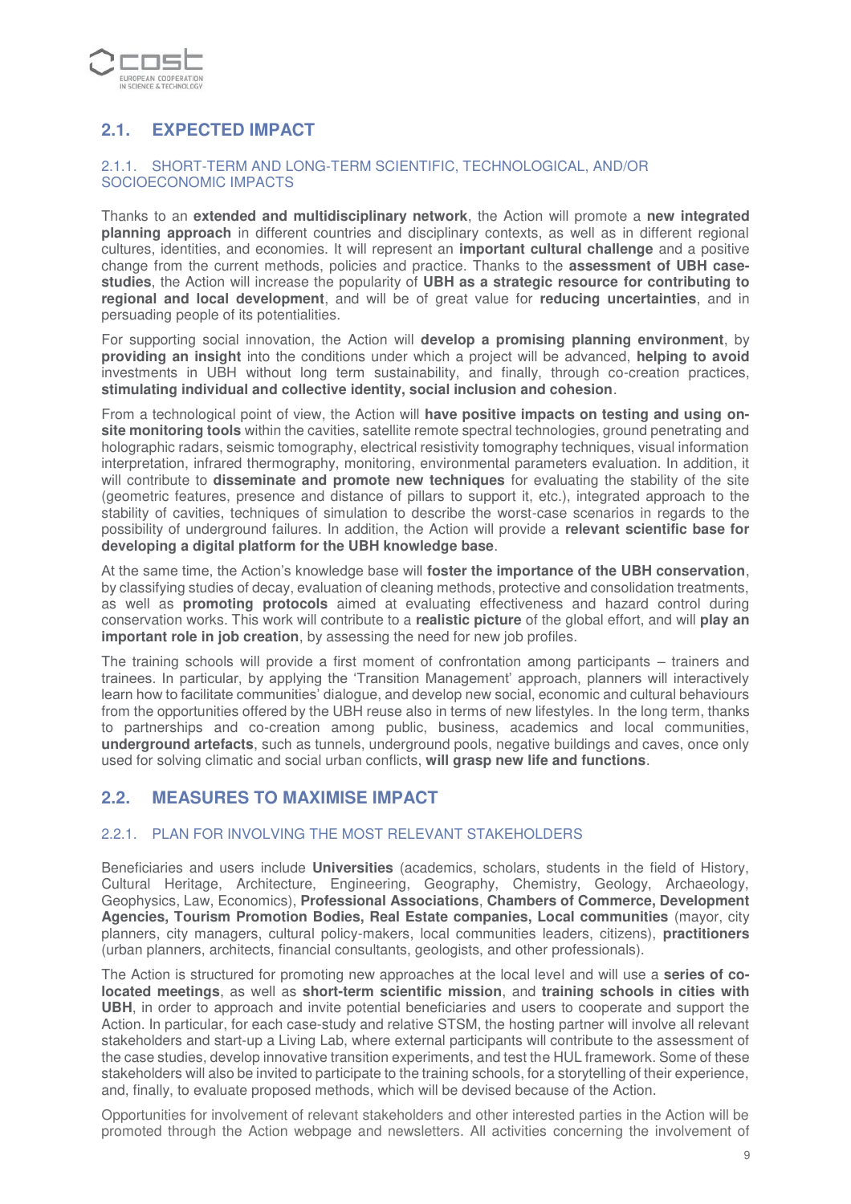## 2.1. EXPECTED IMPACT

### 2.1.1. SHORT-TERM AND LONG-TERM SCIENTIFIC, TECHNOLOGICAL, AND/OR SOCIOECONOMIC IMPACTS

Thanks to an **extended and multidisciplinary network**, the Action will promote a **new integrated planning approach** in different countries and disciplinary contexts, as well as in different regional cultures, identities, and economies. It will represent an **important cultural challenge** and a positive change from the current methods, policies and practice. Thanks to the **assessment of UBH case-studies**, the Action will increase the popularity of **UBH as a strategic resource for contributing to regional and local development**, and will be of great value for **reducing uncertainties**, and in persuading people of its potentialities.

For supporting social innovation, the Action will **develop a promising planning environment**, by **providing an insight** into the conditions under which a project will be advanced, **helping to avoid** investments in UBH without long term sustainability, and finally, through co-creation practices, **stimulating individual and collective identity, social inclusion and cohesion**.

From a technological point of view, the Action will **have positive impacts on testing and using on-site monitoring tools** within the cavities, satellite remote spectral technologies, ground penetrating and holographic radars, seismic tomography, electrical resistivity tomography techniques, visual information interpretation, infrared thermography, monitoring, environmental parameters evaluation. In addition, it will contribute to **disseminate and promote new techniques** for evaluating the stability of the site (geometric features, presence and distance of pillars to support it, etc.), integrated approach to the stability of cavities, techniques of simulation to describe the worst-case scenarios in regards to the possibility of underground failures. In addition, the Action will provide a **relevant scientific base for developing a digital platform for the UBH knowledge base**.

At the same time, the Action's knowledge base will **foster the importance of the UBH conservation**, by classifying studies of decay, evaluation of cleaning methods, protective and consolidation treatments, as well as **promoting protocols** aimed at evaluating effectiveness and hazard control during conservation works. This work will contribute to a **realistic picture** of the global effort, and will **play an important role in job creation**, by assessing the need for new job profiles.

The training schools will provide a first moment of confrontation among participants – trainers and trainees. In particular, by applying the 'Transition Management' approach, planners will interactively learn how to facilitate communities' dialogue, and develop new social, economic and cultural behaviours from the opportunities offered by the UBH reuse also in terms of new lifestyles. In the long term, thanks to partnerships and co-creation among public, business, academics and local communities, **underground artefacts**, such as tunnels, underground pools, negative buildings and caves, once only used for solving climatic and social urban conflicts, **will grasp new life and functions**.

## 2.2. MEASURES TO MAXIMISE IMPACT

### 2.2.1. PLAN FOR INVOLVING THE MOST RELEVANT STAKEHOLDERS

Beneficiaries and users include **Universities** (academics, scholars, students in the field of History, Cultural Heritage, Architecture, Engineering, Geography, Chemistry, Geology, Archaeology, Geophysics, Law, Economics), **Professional Associations**, **Chambers of Commerce, Development Agencies, Tourism Promotion Bodies, Real Estate companies, Local communities** (mayor, city planners, city managers, cultural policy-makers, local communities leaders, citizens), **practitioners** (urban planners, architects, financial consultants, geologists, and other professionals).

The Action is structured for promoting new approaches at the local level and will use a **series of co-located meetings**, as well as **short-term scientific mission**, and **training schools in cities with UBH**, in order to approach and invite potential beneficiaries and users to cooperate and support the Action. In particular, for each case-study and relative STSM, the hosting partner will involve all relevant stakeholders and start-up a Living Lab, where external participants will contribute to the assessment of the case studies, develop innovative transition experiments, and test the HUL framework. Some of these stakeholders will also be invited to participate to the training schools, for a storytelling of their experience, and, finally, to evaluate proposed methods, which will be devised because of the Action.

Opportunities for involvement of relevant stakeholders and other interested parties in the Action will be promoted through the Action webpage and newsletters. All activities concerning the involvement of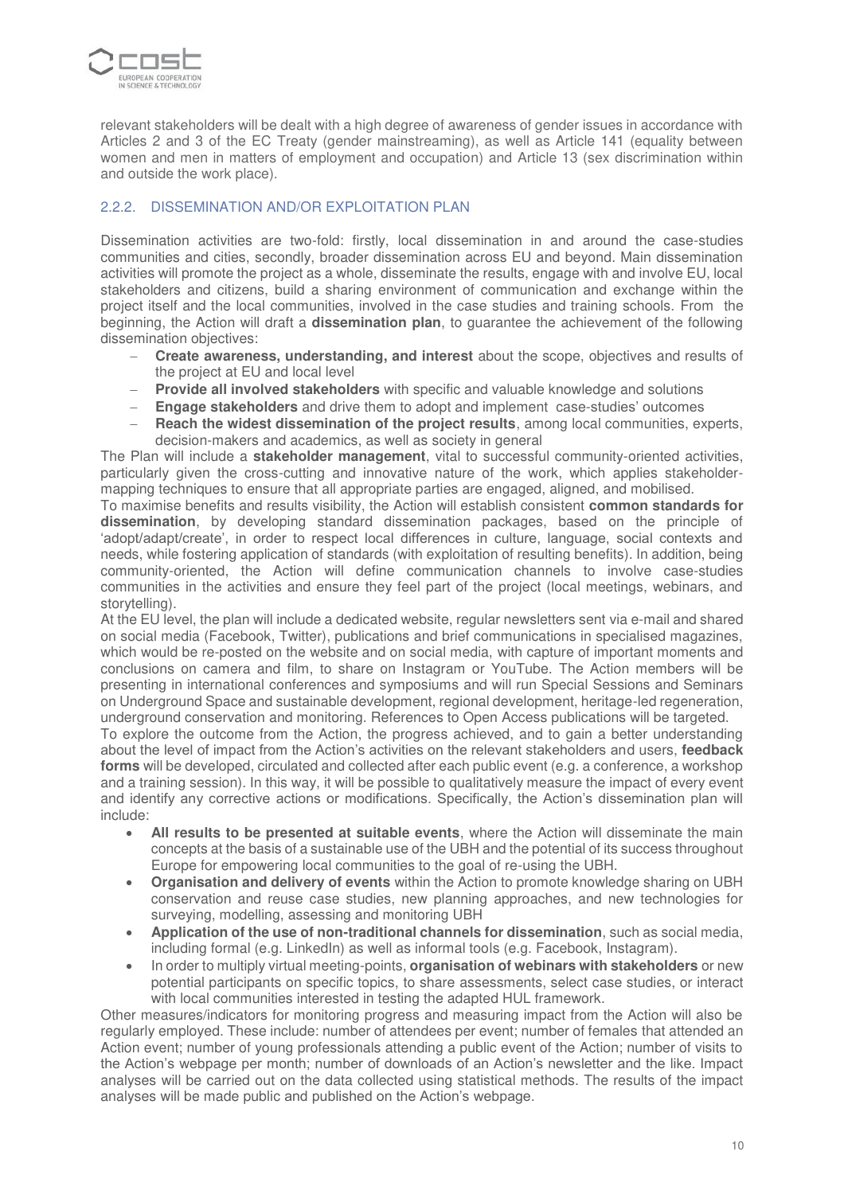relevant stakeholders will be dealt with a high degree of awareness of gender issues in accordance with Articles 2 and 3 of the EC Treaty (gender mainstreaming), as well as Article 141 (equality between women and men in matters of employment and occupation) and Article 13 (sex discrimination within and outside the work place).

### 2.2.2. DISSEMINATION AND/OR EXPLOITATION PLAN

Dissemination activities are two-fold: firstly, local dissemination in and around the case-studies communities and cities, secondly, broader dissemination across EU and beyond. Main dissemination activities will promote the project as a whole, disseminate the results, engage with and involve EU, local stakeholders and citizens, build a sharing environment of communication and exchange within the project itself and the local communities, involved in the case studies and training schools. From the beginning, the Action will draft a **dissemination plan**, to guarantee the achievement of the following dissemination objectives:

- **Create awareness, understanding, and interest** about the scope, objectives and results of the project at EU and local level
- **Provide all involved stakeholders** with specific and valuable knowledge and solutions
- **Engage stakeholders** and drive them to adopt and implement case-studies' outcomes
- **Reach the widest dissemination of the project results**, among local communities, experts, decision-makers and academics, as well as society in general

The Plan will include a **stakeholder management**, vital to successful community-oriented activities, particularly given the cross-cutting and innovative nature of the work, which applies stakeholder-mapping techniques to ensure that all appropriate parties are engaged, aligned, and mobilised.

To maximise benefits and results visibility, the Action will establish consistent **common standards for dissemination**, by developing standard dissemination packages, based on the principle of 'adopt/adapt/create', in order to respect local differences in culture, language, social contexts and needs, while fostering application of standards (with exploitation of resulting benefits). In addition, being community-oriented, the Action will define communication channels to involve case-studies communities in the activities and ensure they feel part of the project (local meetings, webinars, and storytelling).

At the EU level, the plan will include a dedicated website, regular newsletters sent via e-mail and shared on social media (Facebook, Twitter), publications and brief communications in specialised magazines, which would be re-posted on the website and on social media, with capture of important moments and conclusions on camera and film, to share on Instagram or YouTube. The Action members will be presenting in international conferences and symposiums and will run Special Sessions and Seminars on Underground Space and sustainable development, regional development, heritage-led regeneration, underground conservation and monitoring. References to Open Access publications will be targeted.

To explore the outcome from the Action, the progress achieved, and to gain a better understanding about the level of impact from the Action's activities on the relevant stakeholders and users, **feedback forms** will be developed, circulated and collected after each public event (e.g. a conference, a workshop and a training session). In this way, it will be possible to qualitatively measure the impact of every event and identify any corrective actions or modifications. Specifically, the Action's dissemination plan will include:

- **All results to be presented at suitable events**, where the Action will disseminate the main concepts at the basis of a sustainable use of the UBH and the potential of its success throughout Europe for empowering local communities to the goal of re-using the UBH.
- **Organisation and delivery of events** within the Action to promote knowledge sharing on UBH conservation and reuse case studies, new planning approaches, and new technologies for surveying, modelling, assessing and monitoring UBH
- **Application of the use of non-traditional channels for dissemination**, such as social media, including formal (e.g. LinkedIn) as well as informal tools (e.g. Facebook, Instagram).
- In order to multiply virtual meeting-points, **organisation of webinars with stakeholders** or new potential participants on specific topics, to share assessments, select case studies, or interact with local communities interested in testing the adapted HUL framework.

Other measures/indicators for monitoring progress and measuring impact from the Action will also be regularly employed. These include: number of attendees per event; number of females that attended an Action event; number of young professionals attending a public event of the Action; number of visits to the Action's webpage per month; number of downloads of an Action's newsletter and the like. Impact analyses will be carried out on the data collected using statistical methods. The results of the impact analyses will be made public and published on the Action's webpage.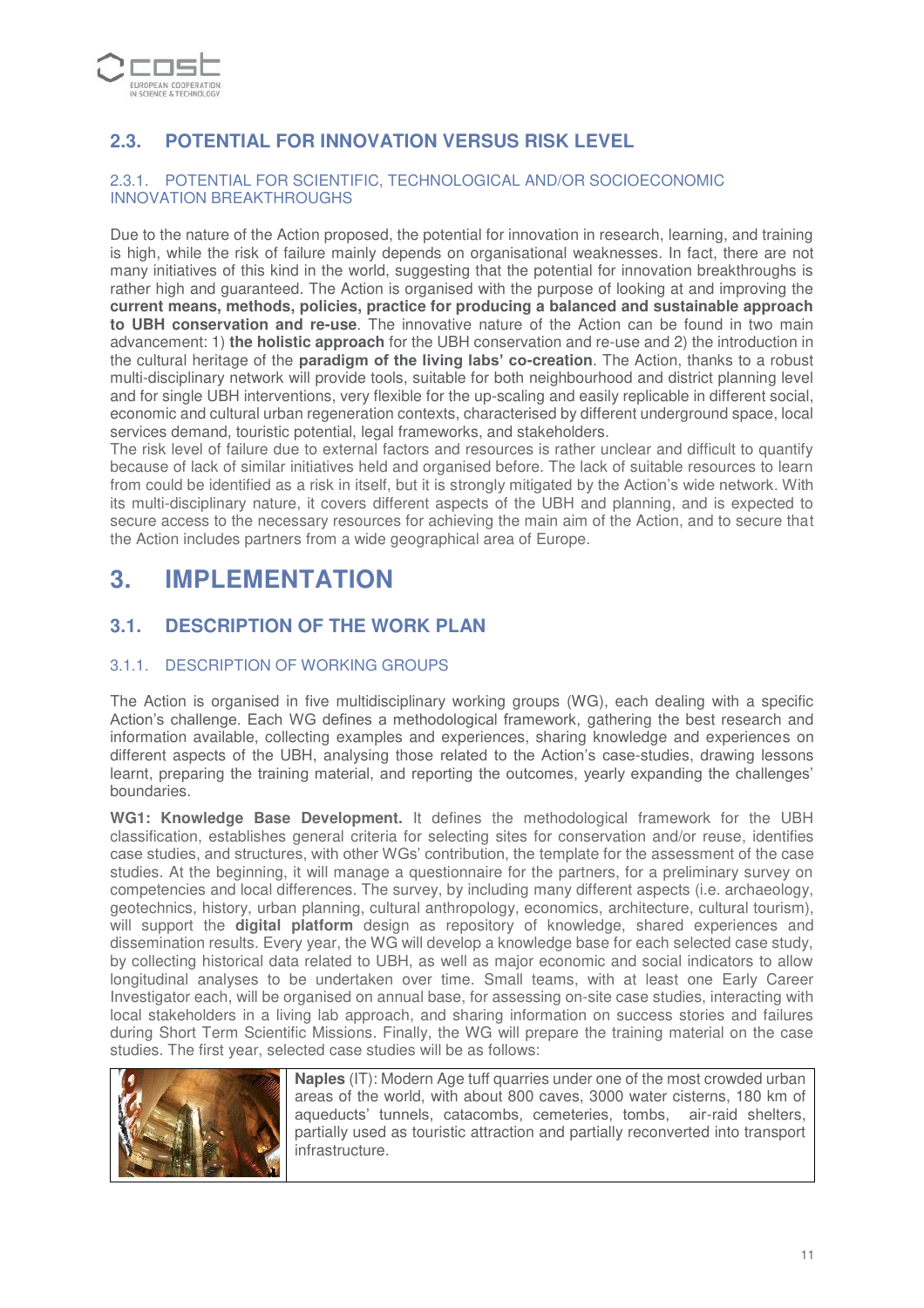## 2.3. POTENTIAL FOR INNOVATION VERSUS RISK LEVEL

### 2.3.1. POTENTIAL FOR SCIENTIFIC, TECHNOLOGICAL AND/OR SOCIOECONOMIC INNOVATION BREAKTHROUGHS

Due to the nature of the Action proposed, the potential for innovation in research, learning, and training is high, while the risk of failure mainly depends on organisational weaknesses. In fact, there are not many initiatives of this kind in the world, suggesting that the potential for innovation breakthroughs is rather high and guaranteed. The Action is organised with the purpose of looking at and improving the **current means, methods, policies, practice for producing a balanced and sustainable approach to UBH conservation and re-use**. The innovative nature of the Action can be found in two main advancement: 1) **the holistic approach** for the UBH conservation and re-use and 2) the introduction in the cultural heritage of the **paradigm of the living labs' co-creation**. The Action, thanks to a robust multi-disciplinary network will provide tools, suitable for both neighbourhood and district planning level and for single UBH interventions, very flexible for the up-scaling and easily replicable in different social, economic and cultural urban regeneration contexts, characterised by different underground space, local services demand, touristic potential, legal frameworks, and stakeholders.

The risk level of failure due to external factors and resources is rather unclear and difficult to quantify because of lack of similar initiatives held and organised before. The lack of suitable resources to learn from could be identified as a risk in itself, but it is strongly mitigated by the Action's wide network. With its multi-disciplinary nature, it covers different aspects of the UBH and planning, and is expected to secure access to the necessary resources for achieving the main aim of the Action, and to secure that the Action includes partners from a wide geographical area of Europe.

# 3. IMPLEMENTATION

## 3.1. DESCRIPTION OF THE WORK PLAN

### 3.1.1. DESCRIPTION OF WORKING GROUPS

The Action is organised in five multidisciplinary working groups (WG), each dealing with a specific Action's challenge. Each WG defines a methodological framework, gathering the best research and information available, collecting examples and experiences, sharing knowledge and experiences on different aspects of the UBH, analysing those related to the Action's case-studies, drawing lessons learnt, preparing the training material, and reporting the outcomes, yearly expanding the challenges' boundaries.

**WG1: Knowledge Base Development.** It defines the methodological framework for the UBH classification, establishes general criteria for selecting sites for conservation and/or reuse, identifies case studies, and structures, with other WGs' contribution, the template for the assessment of the case studies. At the beginning, it will manage a questionnaire for the partners, for a preliminary survey on competencies and local differences. The survey, by including many different aspects (i.e. archaeology, geotechnics, history, urban planning, cultural anthropology, economics, architecture, cultural tourism), will support the **digital platform** design as repository of knowledge, shared experiences and dissemination results. Every year, the WG will develop a knowledge base for each selected case study, by collecting historical data related to UBH, as well as major economic and social indicators to allow longitudinal analyses to be undertaken over time. Small teams, with at least one Early Career Investigator each, will be organised on annual base, for assessing on-site case studies, interacting with local stakeholders in a living lab approach, and sharing information on success stories and failures during Short Term Scientific Missions. Finally, the WG will prepare the training material on the case studies. The first year, selected case studies will be as follows:

**Naples** (IT): Modern Age tuff quarries under one of the most crowded urban areas of the world, with about 800 caves, 3000 water cisterns, 180 km of aqueducts' tunnels, catacombs, cemeteries, tombs, air-raid shelters, partially used as touristic attraction and partially reconverted into transport infrastructure.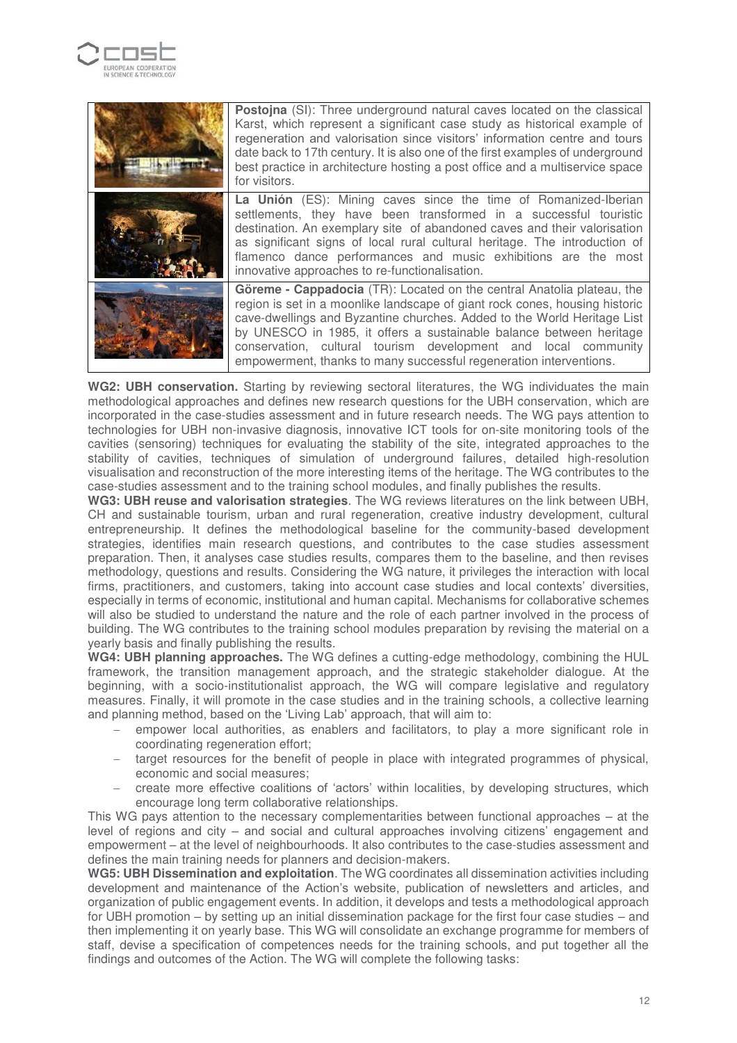| | |
|---|---|
| | **Postojna** (SI): Three underground natural caves located on the classical Karst, which represent a significant case study as historical example of regeneration and valorisation since visitors' information centre and tours date back to 17th century. It is also one of the first examples of underground best practice in architecture hosting a post office and a multiservice space for visitors. |
| | **La Unión** (ES): Mining caves since the time of Romanized-Iberian settlements, they have been transformed in a successful touristic destination. An exemplary site of abandoned caves and their valorisation as significant signs of local rural cultural heritage. The introduction of flamenco dance performances and music exhibitions are the most innovative approaches to re-functionalisation. |
| | **Göreme - Cappadocia** (TR): Located on the central Anatolia plateau, the region is set in a moonlike landscape of giant rock cones, housing historic cave-dwellings and Byzantine churches. Added to the World Heritage List by UNESCO in 1985, it offers a sustainable balance between heritage conservation, cultural tourism development and local community empowerment, thanks to many successful regeneration interventions. |

**WG2: UBH conservation.** Starting by reviewing sectoral literatures, the WG individuates the main methodological approaches and defines new research questions for the UBH conservation, which are incorporated in the case-studies assessment and in future research needs. The WG pays attention to technologies for UBH non-invasive diagnosis, innovative ICT tools for on-site monitoring tools of the cavities (sensoring) techniques for evaluating the stability of the site, integrated approaches to the stability of cavities, techniques of simulation of underground failures, detailed high-resolution visualisation and reconstruction of the more interesting items of the heritage. The WG contributes to the case-studies assessment and to the training school modules, and finally publishes the results.

**WG3: UBH reuse and valorisation strategies**. The WG reviews literatures on the link between UBH, CH and sustainable tourism, urban and rural regeneration, creative industry development, cultural entrepreneurship. It defines the methodological baseline for the community-based development strategies, identifies main research questions, and contributes to the case studies assessment preparation. Then, it analyses case studies results, compares them to the baseline, and then revises methodology, questions and results. Considering the WG nature, it privileges the interaction with local firms, practitioners, and customers, taking into account case studies and local contexts' diversities, especially in terms of economic, institutional and human capital. Mechanisms for collaborative schemes will also be studied to understand the nature and the role of each partner involved in the process of building. The WG contributes to the training school modules preparation by revising the material on a yearly basis and finally publishing the results.

**WG4: UBH planning approaches.** The WG defines a cutting-edge methodology, combining the HUL framework, the transition management approach, and the strategic stakeholder dialogue. At the beginning, with a socio-institutionalist approach, the WG will compare legislative and regulatory measures. Finally, it will promote in the case studies and in the training schools, a collective learning and planning method, based on the 'Living Lab' approach, that will aim to:

- empower local authorities, as enablers and facilitators, to play a more significant role in coordinating regeneration effort;
- target resources for the benefit of people in place with integrated programmes of physical, economic and social measures;
- create more effective coalitions of 'actors' within localities, by developing structures, which encourage long term collaborative relationships.

This WG pays attention to the necessary complementarities between functional approaches – at the level of regions and city – and social and cultural approaches involving citizens' engagement and empowerment – at the level of neighbourhoods. It also contributes to the case-studies assessment and defines the main training needs for planners and decision-makers.

**WG5: UBH Dissemination and exploitation**. The WG coordinates all dissemination activities including development and maintenance of the Action's website, publication of newsletters and articles, and organization of public engagement events. In addition, it develops and tests a methodological approach for UBH promotion – by setting up an initial dissemination package for the first four case studies – and then implementing it on yearly base. This WG will consolidate an exchange programme for members of staff, devise a specification of competences needs for the training schools, and put together all the findings and outcomes of the Action. The WG will complete the following tasks: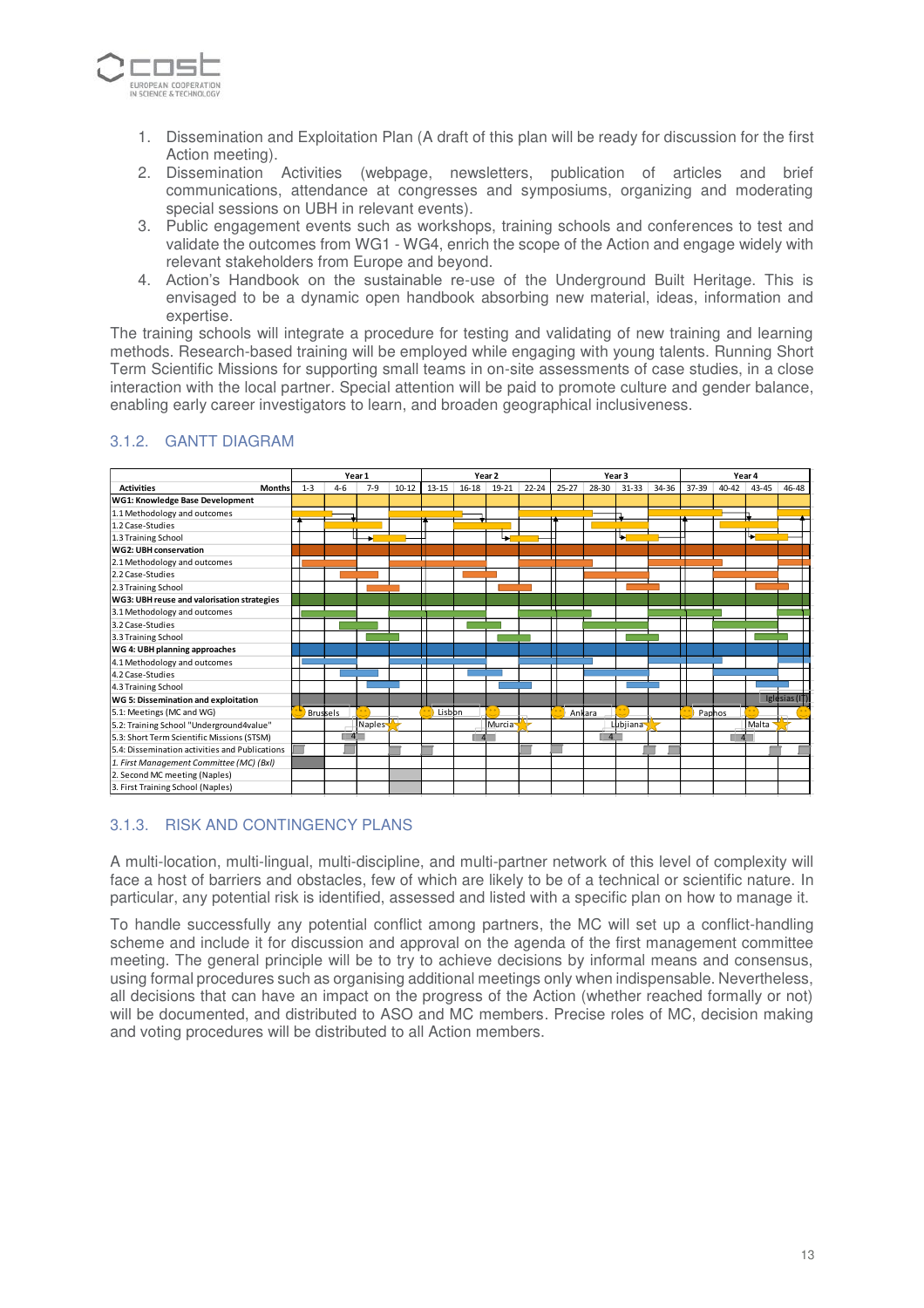1. Dissemination and Exploitation Plan (A draft of this plan will be ready for discussion for the first Action meeting).
2. Dissemination Activities (webpage, newsletters, publication of articles and brief communications, attendance at congresses and symposiums, organizing and moderating special sessions on UBH in relevant events).
3. Public engagement events such as workshops, training schools and conferences to test and validate the outcomes from WG1 - WG4, enrich the scope of the Action and engage widely with relevant stakeholders from Europe and beyond.
4. Action's Handbook on the sustainable re-use of the Underground Built Heritage. This is envisaged to be a dynamic open handbook absorbing new material, ideas, information and expertise.

The training schools will integrate a procedure for testing and validating of new training and learning methods. Research-based training will be employed while engaging with young talents. Running Short Term Scientific Missions for supporting small teams in on-site assessments of case studies, in a close interaction with the local partner. Special attention will be paid to promote culture and gender balance, enabling early career investigators to learn, and broaden geographical inclusiveness.

### 3.1.2. GANTT DIAGRAM

| | Year 1 | | | | Year 2 | | | | Year 3 | | | | Year 4 | | | |
|---|---|---|---|---|---|---|---|---|---|---|---|---|---|---|---|---|
| **Activities** / Months | 1-3 | 4-6 | 7-9 | 10-12 | 13-15 | 16-18 | 19-21 | 22-24 | 25-27 | 28-30 | 31-33 | 34-36 | 37-39 | 40-42 | 43-45 | 46-48 |
| **WG1: Knowledge Base Development** | | | | | | | | | | | | | | | | |
| 1.1 Methodology and outcomes | | | | | | | | | | | | | | | | |
| 1.2 Case-Studies | | | | | | | | | | | | | | | | |
| 1.3 Training School | | | | | | | | | | | | | | | | |
| **WG2: UBH conservation** | | | | | | | | | | | | | | | | |
| 2.1 Methodology and outcomes | | | | | | | | | | | | | | | | |
| 2.2 Case-Studies | | | | | | | | | | | | | | | | |
| 2.3 Training School | | | | | | | | | | | | | | | | |
| **WG3: UBH reuse and valorisation strategies** | | | | | | | | | | | | | | | | |
| 3.1 Methodology and outcomes | | | | | | | | | | | | | | | | |
| 3.2 Case-Studies | | | | | | | | | | | | | | | | |
| 3.3 Training School | | | | | | | | | | | | | | | | |
| **WG 4: UBH planning approaches** | | | | | | | | | | | | | | | | |
| 4.1 Methodology and outcomes | | | | | | | | | | | | | | | | |
| 4.2 Case-Studies | | | | | | | | | | | | | | | | |
| 4.3 Training School | | | | | | | | | | | | | | | | |
| **WG 5: Dissemination and exploitation** | | | | | | | | | | | | | | | Iglesias (IT) | |
| 5.1: Meetings (MC and WG) | Brussels | | | | Lisbon | | | | Ankara | | | | Paphos | | | |
| 5.2: Training School "Underground4value" | | | Naples | | | | Murcia | | | | Lubjiana | | | | Malta | |
| 5.3: Short Term Scientific Missions (STSM) | | 4 | | | | 4 | | | | 4 | | | | 4 | | |
| 5.4: Dissemination activities and Publications | | | | | | | | | | | | | | | | |
| *1. First Management Committee (MC) (Bxl)* | | | | | | | | | | | | | | | | |
| 2. Second MC meeting (Naples) | | | | | | | | | | | | | | | | |
| 3. First Training School (Naples) | | | | | | | | | | | | | | | | |

### 3.1.3. RISK AND CONTINGENCY PLANS

A multi-location, multi-lingual, multi-discipline, and multi-partner network of this level of complexity will face a host of barriers and obstacles, few of which are likely to be of a technical or scientific nature. In particular, any potential risk is identified, assessed and listed with a specific plan on how to manage it.

To handle successfully any potential conflict among partners, the MC will set up a conflict-handling scheme and include it for discussion and approval on the agenda of the first management committee meeting. The general principle will be to try to achieve decisions by informal means and consensus, using formal procedures such as organising additional meetings only when indispensable. Nevertheless, all decisions that can have an impact on the progress of the Action (whether reached formally or not) will be documented, and distributed to ASO and MC members. Precise roles of MC, decision making and voting procedures will be distributed to all Action members.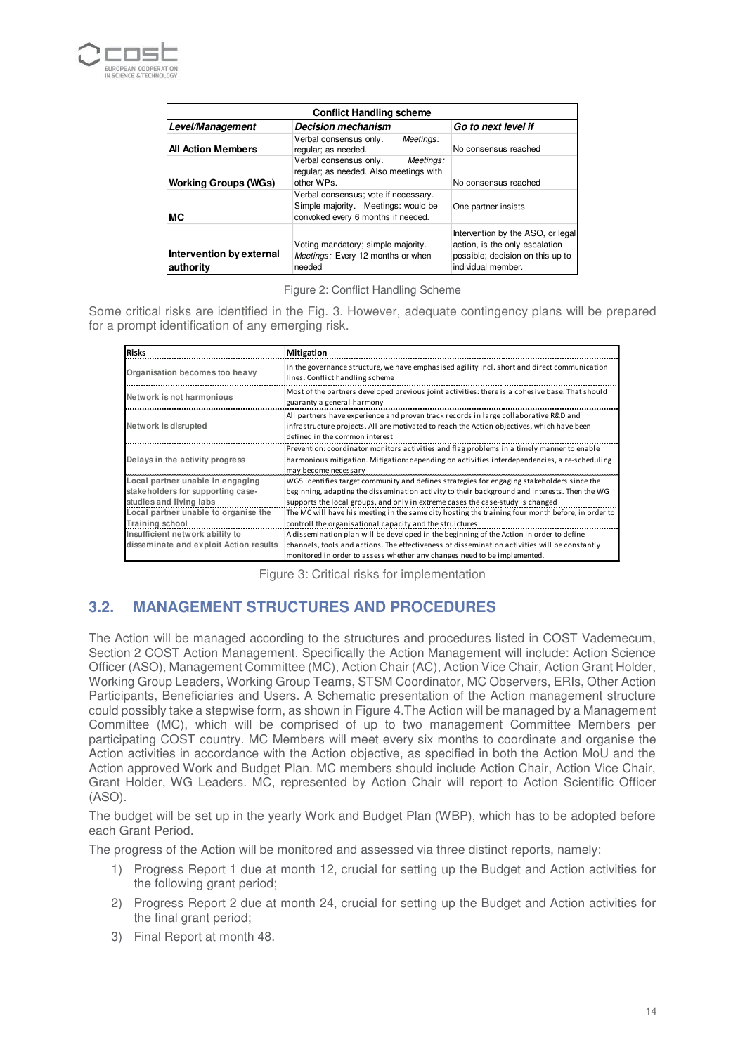| Conflict Handling scheme | | |
|---|---|---|
| ***Level/Management*** | ***Decision mechanism*** | ***Go to next level if*** |
| **All Action Members** | Verbal consensus only. *Meetings:* regular; as needed. | No consensus reached |
| **Working Groups (WGs)** | Verbal consensus only. *Meetings:* regular; as needed. Also meetings with other WPs. | No consensus reached |
| **MC** | Verbal consensus; vote if necessary. Simple majority. Meetings: would be convoked every 6 months if needed. | One partner insists |
| **Intervention by external authority** | Voting mandatory; simple majority. *Meetings:* Every 12 months or when needed | Intervention by the ASO, or legal action, is the only escalation possible; decision on this up to individual member. |

Figure 2: Conflict Handling Scheme

Some critical risks are identified in the Fig. 3. However, adequate contingency plans will be prepared for a prompt identification of any emerging risk.

| **Risks** | **Mitigation** |
|---|---|
| Organisation becomes too heavy | In the governance structure, we have emphasised agility incl. short and direct communication lines. Conflict handling scheme |
| Network is not harmonious | Most of the partners developed previous joint activities: there is a cohesive base. That should guaranty a general harmony |
| Network is disrupted | All partners have experience and proven track records in large collaborative R&D and infrastructure projects. All are motivated to reach the Action objectives, which have been defined in the common interest |
| Delays in the activity progress | Prevention: coordinator monitors activities and flag problems in a timely manner to enable harmonious mitigation. Mitigation: depending on activities interdependencies, a re-scheduling may become necessary |
| Local partner unable in engaging stakeholders for supporting case-studies and living labs | WG5 identifies target community and defines strategies for engaging stakeholders since the beginning, adapting the dissemination activity to their background and interests. Then the WG supports the local groups, and only in extreme cases the case-study is changed |
| Local partner unable to organise the Training school | The MC will have his meeting in the same city hosting the training four month before, in order to controll the organisational capacity and the struictures |
| Insufficient network ability to disseminate and exploit Action results | A dissemination plan will be developed in the beginning of the Action in order to define channels, tools and actions. The effectiveness of dissemination activities will be constantly monitored in order to assess whether any changes need to be implemented. |

Figure 3: Critical risks for implementation

## 3.2. MANAGEMENT STRUCTURES AND PROCEDURES

The Action will be managed according to the structures and procedures listed in COST Vademecum, Section 2 COST Action Management. Specifically the Action Management will include: Action Science Officer (ASO), Management Committee (MC), Action Chair (AC), Action Vice Chair, Action Grant Holder, Working Group Leaders, Working Group Teams, STSM Coordinator, MC Observers, ERIs, Other Action Participants, Beneficiaries and Users. A Schematic presentation of the Action management structure could possibly take a stepwise form, as shown in Figure 4.The Action will be managed by a Management Committee (MC), which will be comprised of up to two management Committee Members per participating COST country. MC Members will meet every six months to coordinate and organise the Action activities in accordance with the Action objective, as specified in both the Action MoU and the Action approved Work and Budget Plan. MC members should include Action Chair, Action Vice Chair, Grant Holder, WG Leaders. MC, represented by Action Chair will report to Action Scientific Officer (ASO).

The budget will be set up in the yearly Work and Budget Plan (WBP), which has to be adopted before each Grant Period.

The progress of the Action will be monitored and assessed via three distinct reports, namely:

1) Progress Report 1 due at month 12, crucial for setting up the Budget and Action activities for the following grant period;
2) Progress Report 2 due at month 24, crucial for setting up the Budget and Action activities for the final grant period;
3) Final Report at month 48.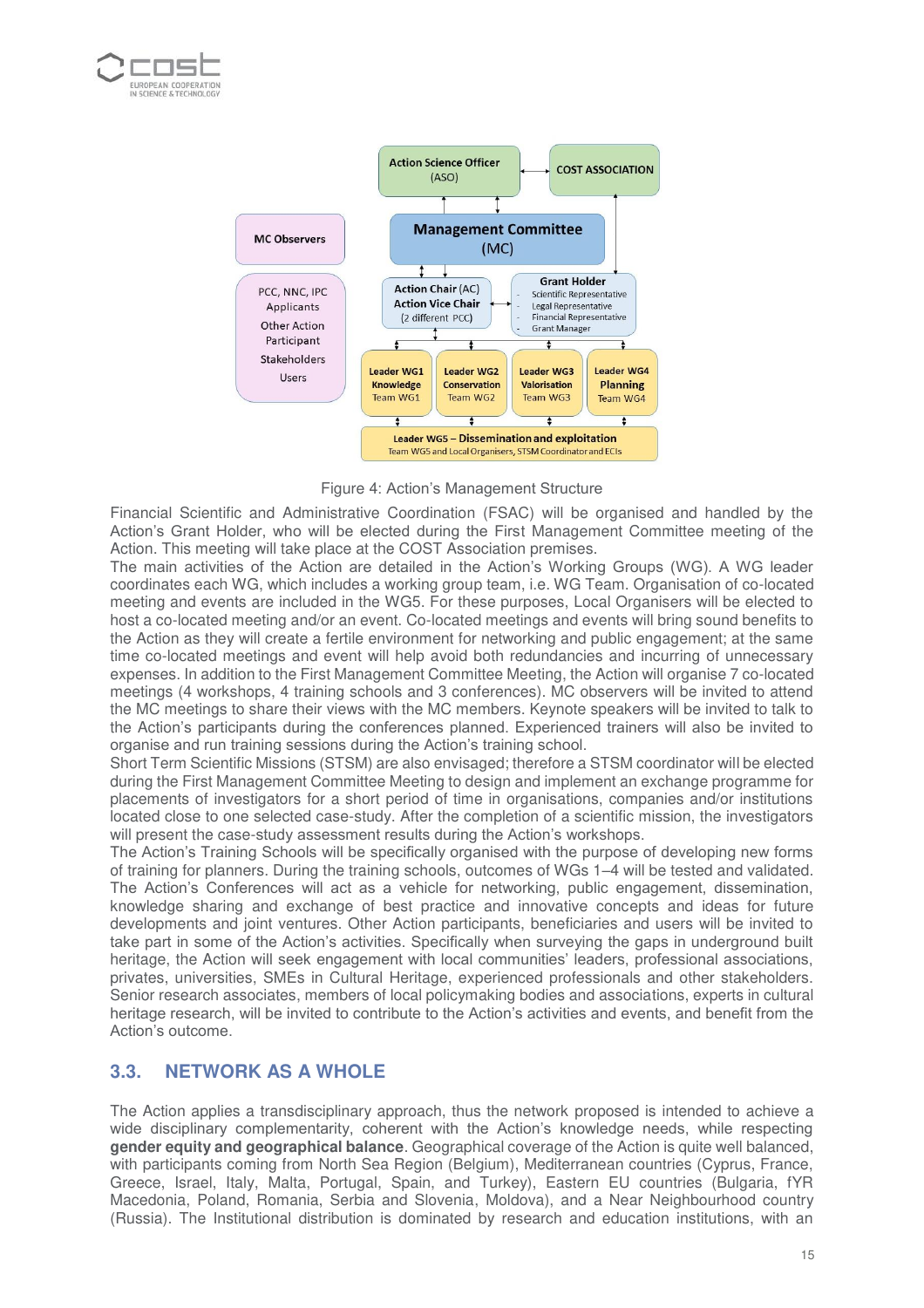Figure 4: Action's Management Structure

Financial Scientific and Administrative Coordination (FSAC) will be organised and handled by the Action's Grant Holder, who will be elected during the First Management Committee meeting of the Action. This meeting will take place at the COST Association premises.

The main activities of the Action are detailed in the Action's Working Groups (WG). A WG leader coordinates each WG, which includes a working group team, i.e. WG Team. Organisation of co-located meeting and events are included in the WG5. For these purposes, Local Organisers will be elected to host a co-located meeting and/or an event. Co-located meetings and events will bring sound benefits to the Action as they will create a fertile environment for networking and public engagement; at the same time co-located meetings and event will help avoid both redundancies and incurring of unnecessary expenses. In addition to the First Management Committee Meeting, the Action will organise 7 co-located meetings (4 workshops, 4 training schools and 3 conferences). MC observers will be invited to attend the MC meetings to share their views with the MC members. Keynote speakers will be invited to talk to the Action's participants during the conferences planned. Experienced trainers will also be invited to organise and run training sessions during the Action's training school.

Short Term Scientific Missions (STSM) are also envisaged; therefore a STSM coordinator will be elected during the First Management Committee Meeting to design and implement an exchange programme for placements of investigators for a short period of time in organisations, companies and/or institutions located close to one selected case-study. After the completion of a scientific mission, the investigators will present the case-study assessment results during the Action's workshops.

The Action's Training Schools will be specifically organised with the purpose of developing new forms of training for planners. During the training schools, outcomes of WGs 1–4 will be tested and validated. The Action's Conferences will act as a vehicle for networking, public engagement, dissemination, knowledge sharing and exchange of best practice and innovative concepts and ideas for future developments and joint ventures. Other Action participants, beneficiaries and users will be invited to take part in some of the Action's activities. Specifically when surveying the gaps in underground built heritage, the Action will seek engagement with local communities' leaders, professional associations, privates, universities, SMEs in Cultural Heritage, experienced professionals and other stakeholders. Senior research associates, members of local policymaking bodies and associations, experts in cultural heritage research, will be invited to contribute to the Action's activities and events, and benefit from the Action's outcome.

## 3.3. NETWORK AS A WHOLE

The Action applies a transdisciplinary approach, thus the network proposed is intended to achieve a wide disciplinary complementarity, coherent with the Action's knowledge needs, while respecting **gender equity and geographical balance**. Geographical coverage of the Action is quite well balanced, with participants coming from North Sea Region (Belgium), Mediterranean countries (Cyprus, France, Greece, Israel, Italy, Malta, Portugal, Spain, and Turkey), Eastern EU countries (Bulgaria, fYR Macedonia, Poland, Romania, Serbia and Slovenia, Moldova), and a Near Neighbourhood country (Russia). The Institutional distribution is dominated by research and education institutions, with an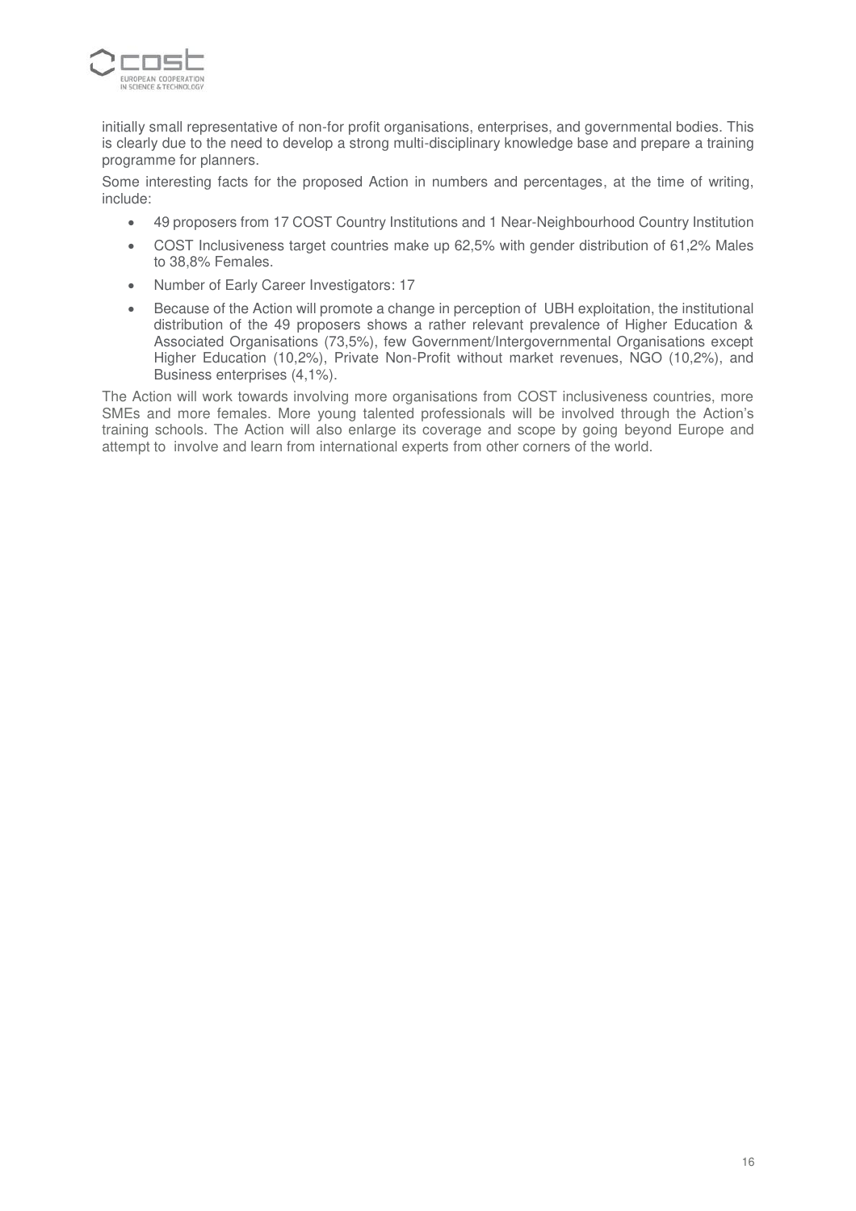initially small representative of non-for profit organisations, enterprises, and governmental bodies. This is clearly due to the need to develop a strong multi-disciplinary knowledge base and prepare a training programme for planners.

Some interesting facts for the proposed Action in numbers and percentages, at the time of writing, include:

- 49 proposers from 17 COST Country Institutions and 1 Near-Neighbourhood Country Institution
- COST Inclusiveness target countries make up 62,5% with gender distribution of 61,2% Males to 38,8% Females.
- Number of Early Career Investigators: 17
- Because of the Action will promote a change in perception of UBH exploitation, the institutional distribution of the 49 proposers shows a rather relevant prevalence of Higher Education & Associated Organisations (73,5%), few Government/Intergovernmental Organisations except Higher Education (10,2%), Private Non-Profit without market revenues, NGO (10,2%), and Business enterprises (4,1%).

The Action will work towards involving more organisations from COST inclusiveness countries, more SMEs and more females. More young talented professionals will be involved through the Action's training schools. The Action will also enlarge its coverage and scope by going beyond Europe and attempt to involve and learn from international experts from other corners of the world.